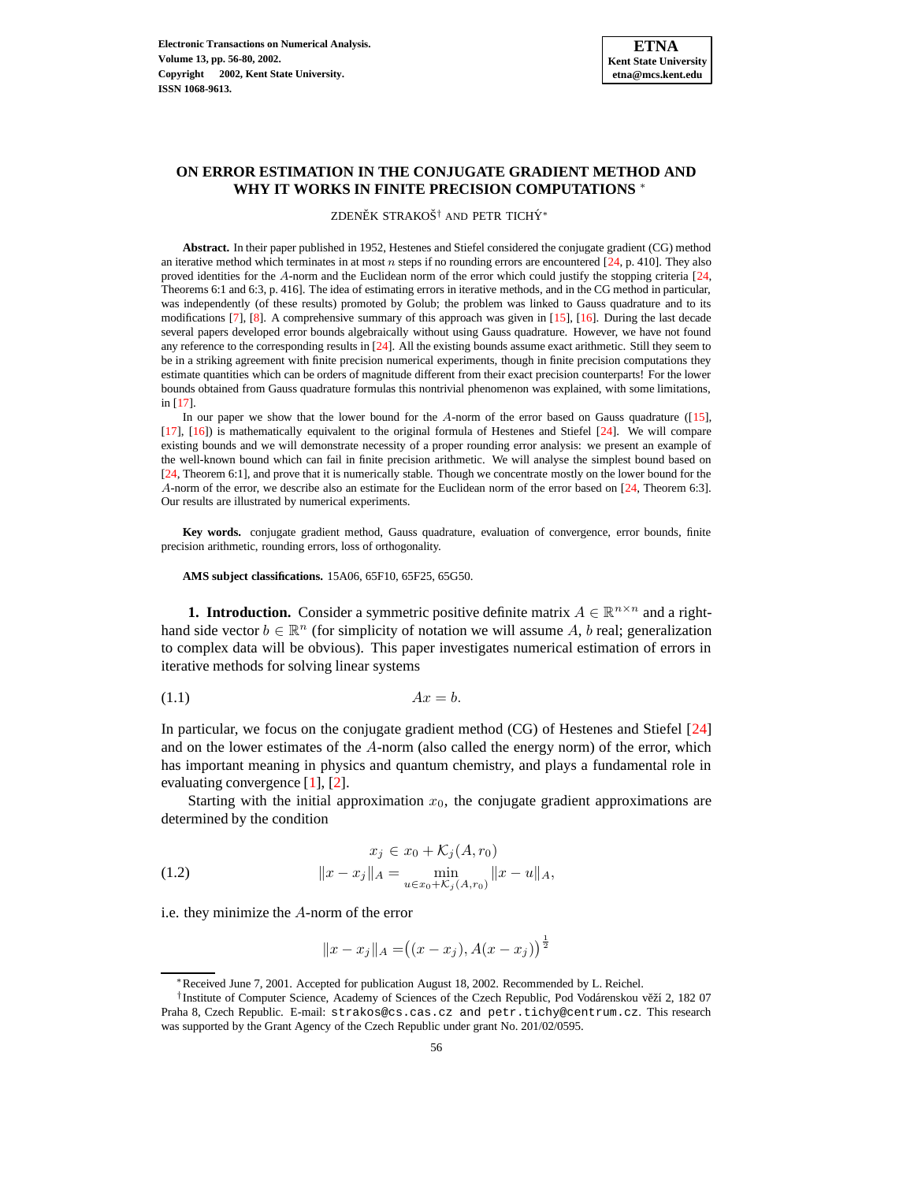# ON ERROR ESTIMATION IN THE CONJUGATE GRADIENT METHOD AND WHY IT WORKS IN FINITE PRECISION COMPUTATIONS [*]

ZDENĚK STRAKOŠ[†] AND PETR TICHÝ[*]

**Abstract.** In their paper published in 1952, Hestenes and Stiefel considered the conjugate gradient (CG) method an iterative method which terminates in at most $n$ steps if no rounding errors are encountered [24, p. 410]. They also proved identities for the $A$-norm and the Euclidean norm of the error which could justify the stopping criteria [24, Theorems 6:1 and 6:3, p. 416]. The idea of estimating errors in iterative methods, and in the CG method in particular, was independently (of these results) promoted by Golub; the problem was linked to Gauss quadrature and to its modifications [7], [8]. A comprehensive summary of this approach was given in [15], [16]. During the last decade several papers developed error bounds algebraically without using Gauss quadrature. However, we have not found any reference to the corresponding results in [24]. All the existing bounds assume exact arithmetic. Still they seem to be in a striking agreement with finite precision numerical experiments, though in finite precision computations they estimate quantities which can be orders of magnitude different from their exact precision counterparts! For the lower bounds obtained from Gauss quadrature formulas this nontrivial phenomenon was explained, with some limitations, in [17].

In our paper we show that the lower bound for the $A$-norm of the error based on Gauss quadrature ([15], [17], [16]) is mathematically equivalent to the original formula of Hestenes and Stiefel [24]. We will compare existing bounds and we will demonstrate necessity of a proper rounding error analysis: we present an example of the well-known bound which can fail in finite precision arithmetic. We will analyse the simplest bound based on [24, Theorem 6:1], and prove that it is numerically stable. Though we concentrate mostly on the lower bound for the $A$-norm of the error, we describe also an estimate for the Euclidean norm of the error based on [24, Theorem 6:3]. Our results are illustrated by numerical experiments.

**Key words.** conjugate gradient method, Gauss quadrature, evaluation of convergence, error bounds, finite precision arithmetic, rounding errors, loss of orthogonality.

**AMS subject classifications.** 15A06, 65F10, 65F25, 65G50.

## 1. Introduction.

Consider a symmetric positive definite matrix $A \in \mathbb{R}^{n\times n}$ and a right-hand side vector $b \in \mathbb{R}^n$ (for simplicity of notation we will assume $A$, $b$ real; generalization to complex data will be obvious). This paper investigates numerical estimation of errors in iterative methods for solving linear systems

$$Ax = b. \tag{1.1}$$

In particular, we focus on the conjugate gradient method (CG) of Hestenes and Stiefel [24] and on the lower estimates of the $A$-norm (also called the energy norm) of the error, which has important meaning in physics and quantum chemistry, and plays a fundamental role in evaluating convergence [1], [2].

Starting with the initial approximation $x_0$, the conjugate gradient approximations are determined by the condition

$$\begin{aligned} x_j &\in x_0 + \mathcal{K}_j(A, r_0) \\ \|x - x_j\|_A &= \min_{u \in x_0 + \mathcal{K}_j(A,r_0)} \|x - u\|_A, \end{aligned} \tag{1.2}$$

i.e. they minimize the $A$-norm of the error

$$\|x - x_j\|_A = \big((x - x_j), A(x - x_j)\big)^{\frac{1}{2}}$$

---

[*] Received June 7, 2001. Accepted for publication August 18, 2002. Recommended by L. Reichel.

[†] Institute of Computer Science, Academy of Sciences of the Czech Republic, Pod Vodárenskou věží 2, 182 07 Praha 8, Czech Republic. E-mail: strakos@cs.cas.cz and petr.tichy@centrum.cz. This research was supported by the Grant Agency of the Czech Republic under grant No. 201/02/0595.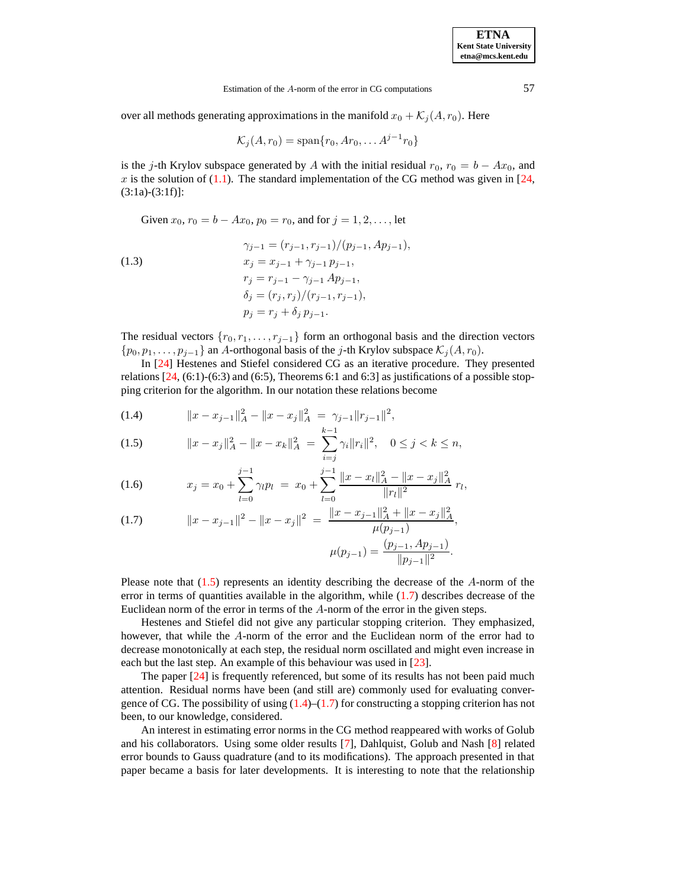over all methods generating approximations in the manifold $x_0 + \mathcal{K}_j(A, r_0)$. Here

$$\mathcal{K}_j(A, r_0) = \text{span}\{r_0, Ar_0, \dots A^{j-1}r_0\}$$

is the $j$-th Krylov subspace generated by $A$ with the initial residual $r_0$, $r_0 = b - Ax_0$, and $x$ is the solution of (1.1). The standard implementation of the CG method was given in [24, (3:1a)-(3:1f)]:

Given $x_0$, $r_0 = b - Ax_0$, $p_0 = r_0$, and for $j = 1, 2, \dots$, let

$$\begin{aligned}
\gamma_{j-1} &= (r_{j-1}, r_{j-1})/(p_{j-1}, Ap_{j-1}), \\
x_j &= x_{j-1} + \gamma_{j-1}\, p_{j-1}, \\
r_j &= r_{j-1} - \gamma_{j-1}\, Ap_{j-1}, \\
\delta_j &= (r_j, r_j)/(r_{j-1}, r_{j-1}), \\
p_j &= r_j + \delta_j\, p_{j-1}.
\end{aligned} \tag{1.3}$$

The residual vectors $\{r_0, r_1, \dots, r_{j-1}\}$ form an orthogonal basis and the direction vectors $\{p_0, p_1, \dots, p_{j-1}\}$ an $A$-orthogonal basis of the $j$-th Krylov subspace $\mathcal{K}_j(A, r_0)$.

In [24] Hestenes and Stiefel considered CG as an iterative procedure. They presented relations [24, (6:1)-(6:3) and (6:5), Theorems 6:1 and 6:3] as justifications of a possible stopping criterion for the algorithm. In our notation these relations become

$$\|x - x_{j-1}\|_A^2 - \|x - x_j\|_A^2 \;=\; \gamma_{j-1}\|r_{j-1}\|^2, \tag{1.4}$$

$$\|x - x_j\|_A^2 - \|x - x_k\|_A^2 \;=\; \sum_{i=j}^{k-1} \gamma_i \|r_i\|^2, \quad 0 \le j < k \le n, \tag{1.5}$$

$$x_j = x_0 + \sum_{l=0}^{j-1} \gamma_l p_l \;=\; x_0 + \sum_{l=0}^{j-1} \frac{\|x - x_l\|_A^2 - \|x - x_j\|_A^2}{\|r_l\|^2}\, r_l, \tag{1.6}$$

$$\|x - x_{j-1}\|^2 - \|x - x_j\|^2 \;=\; \frac{\|x - x_{j-1}\|_A^2 + \|x - x_j\|_A^2}{\mu(p_{j-1})}, \qquad \mu(p_{j-1}) = \frac{(p_{j-1}, Ap_{j-1})}{\|p_{j-1}\|^2}. \tag{1.7}$$

Please note that (1.5) represents an identity describing the decrease of the $A$-norm of the error in terms of quantities available in the algorithm, while (1.7) describes decrease of the Euclidean norm of the error in terms of the $A$-norm of the error in the given steps.

Hestenes and Stiefel did not give any particular stopping criterion. They emphasized, however, that while the $A$-norm of the error and the Euclidean norm of the error had to decrease monotonically at each step, the residual norm oscillated and might even increase in each but the last step. An example of this behaviour was used in [23].

The paper [24] is frequently referenced, but some of its results has not been paid much attention. Residual norms have been (and still are) commonly used for evaluating convergence of CG. The possibility of using (1.4)–(1.7) for constructing a stopping criterion has not been, to our knowledge, considered.

An interest in estimating error norms in the CG method reappeared with works of Golub and his collaborators. Using some older results [7], Dahlquist, Golub and Nash [8] related error bounds to Gauss quadrature (and to its modifications). The approach presented in that paper became a basis for later developments. It is interesting to note that the relationship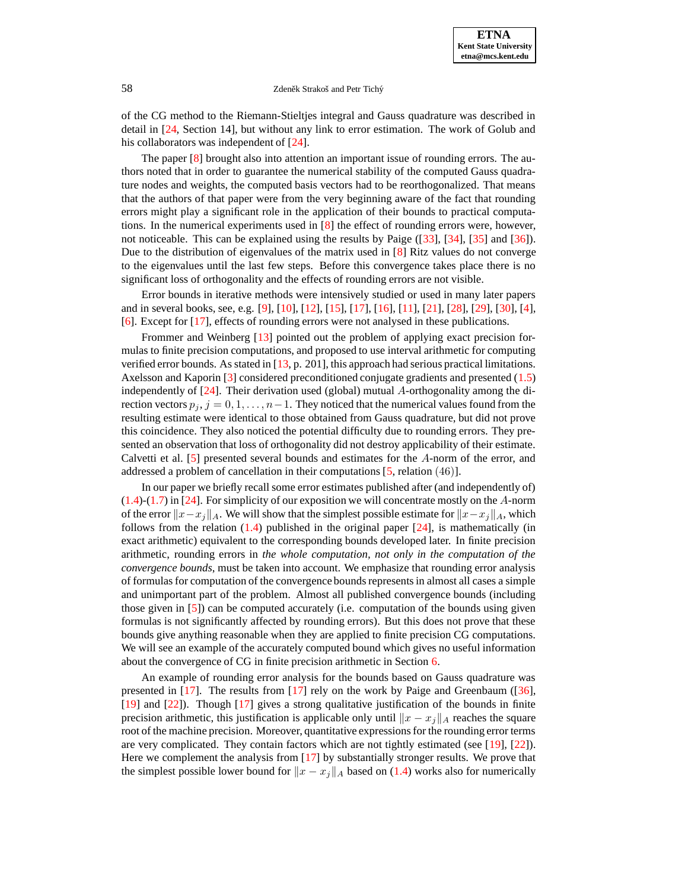of the CG method to the Riemann-Stieltjes integral and Gauss quadrature was described in detail in [24, Section 14], but without any link to error estimation. The work of Golub and his collaborators was independent of [24].

The paper [8] brought also into attention an important issue of rounding errors. The authors noted that in order to guarantee the numerical stability of the computed Gauss quadrature nodes and weights, the computed basis vectors had to be reorthogonalized. That means that the authors of that paper were from the very beginning aware of the fact that rounding errors might play a significant role in the application of their bounds to practical computations. In the numerical experiments used in [8] the effect of rounding errors were, however, not noticeable. This can be explained using the results by Paige ([33], [34], [35] and [36]). Due to the distribution of eigenvalues of the matrix used in [8] Ritz values do not converge to the eigenvalues until the last few steps. Before this convergence takes place there is no significant loss of orthogonality and the effects of rounding errors are not visible.

Error bounds in iterative methods were intensively studied or used in many later papers and in several books, see, e.g. [9], [10], [12], [15], [17], [16], [11], [21], [28], [29], [30], [4], [6]. Except for [17], effects of rounding errors were not analysed in these publications.

Frommer and Weinberg [13] pointed out the problem of applying exact precision formulas to finite precision computations, and proposed to use interval arithmetic for computing verified error bounds. As stated in [13, p. 201], this approach had serious practical limitations. Axelsson and Kaporin [3] considered preconditioned conjugate gradients and presented (1.5) independently of [24]. Their derivation used (global) mutual $A$-orthogonality among the direction vectors $p_j$, $j = 0, 1, \ldots, n-1$. They noticed that the numerical values found from the resulting estimate were identical to those obtained from Gauss quadrature, but did not prove this coincidence. They also noticed the potential difficulty due to rounding errors. They presented an observation that loss of orthogonality did not destroy applicability of their estimate. Calvetti et al. [5] presented several bounds and estimates for the $A$-norm of the error, and addressed a problem of cancellation in their computations [5, relation $(46)$].

In our paper we briefly recall some error estimates published after (and independently of) (1.4)-(1.7) in [24]. For simplicity of our exposition we will concentrate mostly on the $A$-norm of the error $\|x - x_j\|_A$. We will show that the simplest possible estimate for $\|x-x_j\|_A$, which follows from the relation (1.4) published in the original paper [24], is mathematically (in exact arithmetic) equivalent to the corresponding bounds developed later. In finite precision arithmetic, rounding errors in *the whole computation, not only in the computation of the convergence bounds*, must be taken into account. We emphasize that rounding error analysis of formulas for computation of the convergence bounds represents in almost all cases a simple and unimportant part of the problem. Almost all published convergence bounds (including those given in [5]) can be computed accurately (i.e. computation of the bounds using given formulas is not significantly affected by rounding errors). But this does not prove that these bounds give anything reasonable when they are applied to finite precision CG computations. We will see an example of the accurately computed bound which gives no useful information about the convergence of CG in finite precision arithmetic in Section 6.

An example of rounding error analysis for the bounds based on Gauss quadrature was presented in [17]. The results from [17] rely on the work by Paige and Greenbaum ([36], [19] and [22]). Though [17] gives a strong qualitative justification of the bounds in finite precision arithmetic, this justification is applicable only until $\|x - x_j\|_A$ reaches the square root of the machine precision. Moreover, quantitative expressions for the rounding error terms are very complicated. They contain factors which are not tightly estimated (see [19], [22]). Here we complement the analysis from [17] by substantially stronger results. We prove that the simplest possible lower bound for $\|x - x_j\|_A$ based on (1.4) works also for numerically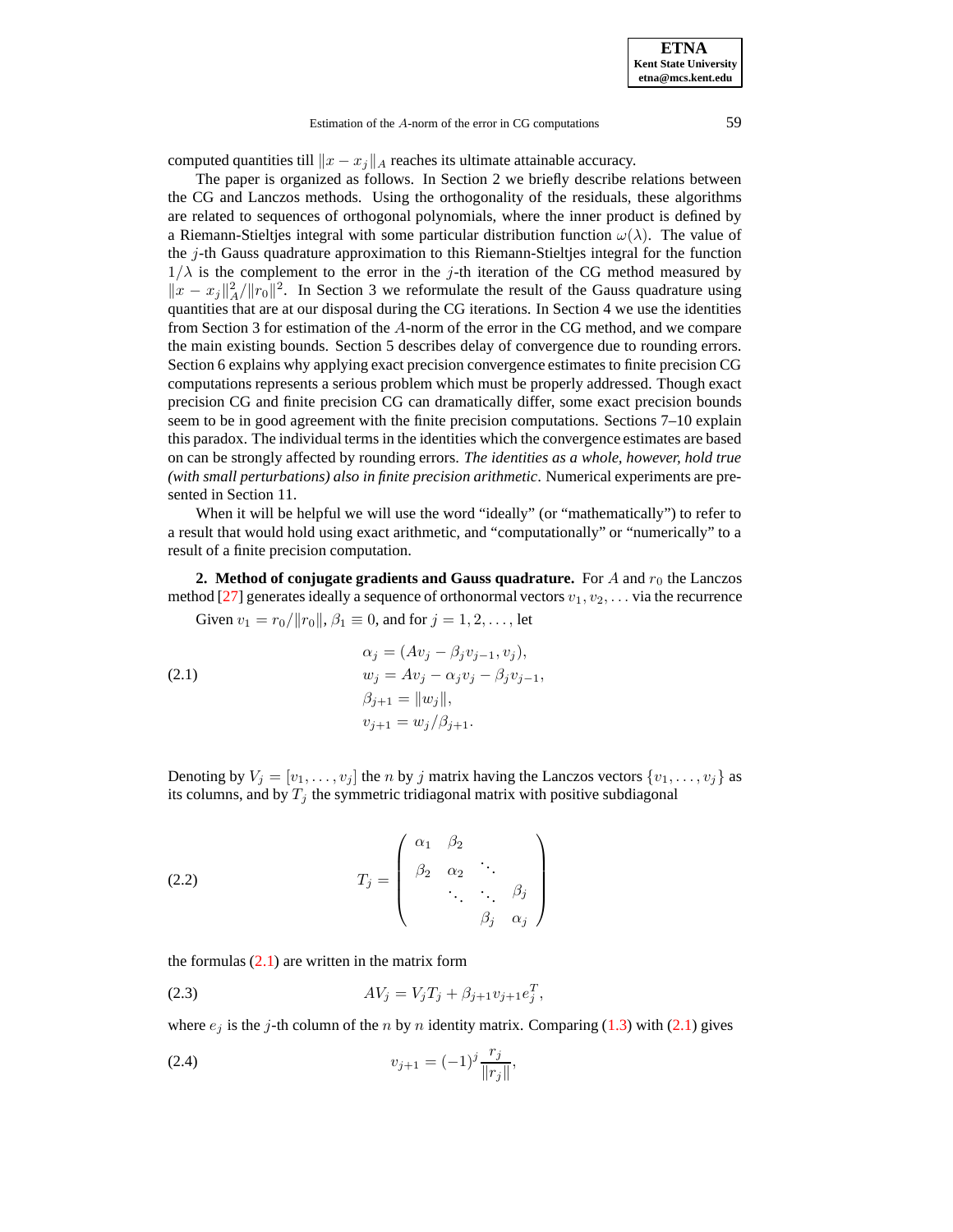computed quantities till $\|x - x_j\|_A$ reaches its ultimate attainable accuracy.

The paper is organized as follows. In Section 2 we briefly describe relations between the CG and Lanczos methods. Using the orthogonality of the residuals, these algorithms are related to sequences of orthogonal polynomials, where the inner product is defined by a Riemann-Stieltjes integral with some particular distribution function $\omega(\lambda)$. The value of the $j$-th Gauss quadrature approximation to this Riemann-Stieltjes integral for the function $1/\lambda$ is the complement to the error in the $j$-th iteration of the CG method measured by $\|x - x_j\|_A^2/\|r_0\|^2$. In Section 3 we reformulate the result of the Gauss quadrature using quantities that are at our disposal during the CG iterations. In Section 4 we use the identities from Section 3 for estimation of the $A$-norm of the error in the CG method, and we compare the main existing bounds. Section 5 describes delay of convergence due to rounding errors. Section 6 explains why applying exact precision convergence estimates to finite precision CG computations represents a serious problem which must be properly addressed. Though exact precision CG and finite precision CG can dramatically differ, some exact precision bounds seem to be in good agreement with the finite precision computations. Sections 7–10 explain this paradox. The individual terms in the identities which the convergence estimates are based on can be strongly affected by rounding errors. *The identities as a whole, however, hold true (with small perturbations) also in finite precision arithmetic*. Numerical experiments are presented in Section 11.

When it will be helpful we will use the word "ideally" (or "mathematically") to refer to a result that would hold using exact arithmetic, and "computationally" or "numerically" to a result of a finite precision computation.

## 2. Method of conjugate gradients and Gauss quadrature.

For $A$ and $r_0$ the Lanczos method [27] generates ideally a sequence of orthonormal vectors $v_1, v_2, \ldots$ via the recurrence

Given $v_1 = r_0/\|r_0\|$, $\beta_1 \equiv 0$, and for $j = 1, 2, \ldots$, let

$$
\begin{aligned}
\alpha_j &= (Av_j - \beta_j v_{j-1}, v_j), \\
w_j &= Av_j - \alpha_j v_j - \beta_j v_{j-1}, \\
\beta_{j+1} &= \|w_j\|, \\
v_{j+1} &= w_j/\beta_{j+1}.
\end{aligned}
\tag{2.1}
$$

Denoting by $V_j = [v_1, \ldots, v_j]$ the $n$ by $j$ matrix having the Lanczos vectors $\{v_1, \ldots, v_j\}$ as its columns, and by $T_j$ the symmetric tridiagonal matrix with positive subdiagonal

$$
T_j = \begin{pmatrix} \alpha_1 & \beta_2 & & \\ \beta_2 & \alpha_2 & \ddots & \\ & \ddots & \ddots & \beta_j \\ & & \beta_j & \alpha_j \end{pmatrix}
\tag{2.2}
$$

the formulas (2.1) are written in the matrix form

$$
AV_j = V_j T_j + \beta_{j+1} v_{j+1} e_j^T,
\tag{2.3}
$$

where $e_j$ is the $j$-th column of the $n$ by $n$ identity matrix. Comparing (1.3) with (2.1) gives

$$
v_{j+1} = (-1)^j \frac{r_j}{\|r_j\|},
\tag{2.4}
$$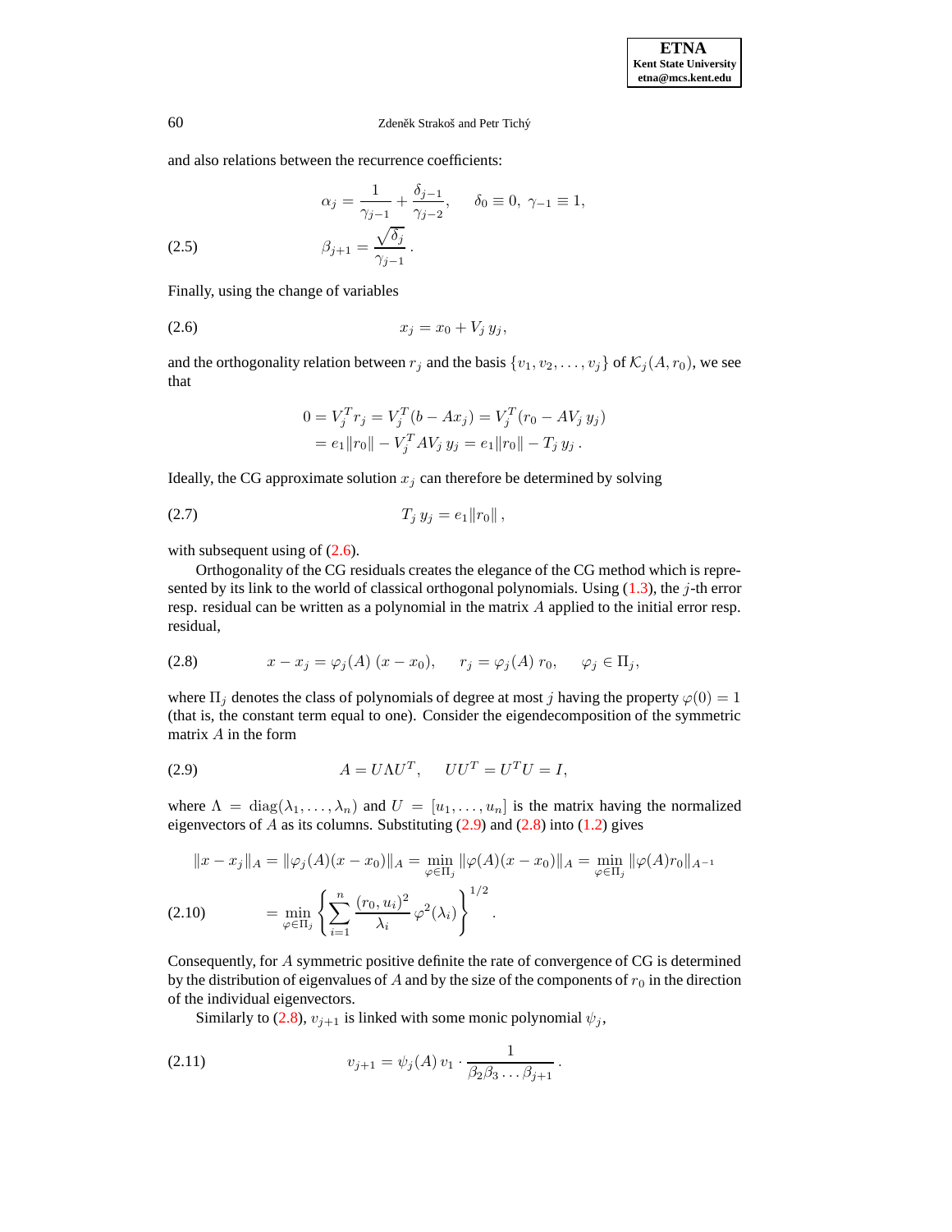and also relations between the recurrence coefficients:

$$
\begin{aligned}
\alpha_j &= \frac{1}{\gamma_{j-1}} + \frac{\delta_{j-1}}{\gamma_{j-2}}, \qquad \delta_0 \equiv 0, \ \gamma_{-1} \equiv 1, \\
\beta_{j+1} &= \frac{\sqrt{\delta_j}}{\gamma_{j-1}} \,.
\end{aligned}
\tag{2.5}
$$

Finally, using the change of variables

$$
x_j = x_0 + V_j \, y_j, \tag{2.6}
$$

and the orthogonality relation between $r_j$ and the basis $\{v_1, v_2, \ldots, v_j\}$ of $\mathcal{K}_j(A, r_0)$, we see that

$$
\begin{aligned}
0 = V_j^T r_j &= V_j^T (b - A x_j) = V_j^T (r_0 - A V_j \, y_j) \\
&= e_1 \|r_0\| - V_j^T A V_j \, y_j = e_1 \|r_0\| - T_j \, y_j \,.
\end{aligned}
$$

Ideally, the CG approximate solution $x_j$ can therefore be determined by solving

$$
T_j \, y_j = e_1 \|r_0\| \,, \tag{2.7}
$$

with subsequent using of (2.6).

Orthogonality of the CG residuals creates the elegance of the CG method which is represented by its link to the world of classical orthogonal polynomials. Using (1.3), the $j$-th error resp. residual can be written as a polynomial in the matrix $A$ applied to the initial error resp. residual,

$$
x - x_j = \varphi_j(A) \, (x - x_0), \qquad r_j = \varphi_j(A) \, r_0, \qquad \varphi_j \in \Pi_j, \tag{2.8}
$$

where $\Pi_j$ denotes the class of polynomials of degree at most $j$ having the property $\varphi(0) = 1$ (that is, the constant term equal to one). Consider the eigendecomposition of the symmetric matrix $A$ in the form

$$
A = U \Lambda U^T, \qquad U U^T = U^T U = I, \tag{2.9}
$$

where $\Lambda = \mathrm{diag}(\lambda_1, \ldots, \lambda_n)$ and $U = [u_1, \ldots, u_n]$ is the matrix having the normalized eigenvectors of $A$ as its columns. Substituting (2.9) and (2.8) into (1.2) gives

$$
\begin{aligned}
\|x - x_j\|_A &= \|\varphi_j(A)(x - x_0)\|_A = \min_{\varphi \in \Pi_j} \|\varphi(A)(x - x_0)\|_A = \min_{\varphi \in \Pi_j} \|\varphi(A) r_0\|_{A^{-1}} \\
&= \min_{\varphi \in \Pi_j} \left\{ \sum_{i=1}^{n} \frac{(r_0, u_i)^2}{\lambda_i} \, \varphi^2(\lambda_i) \right\}^{1/2} .
\end{aligned}
\tag{2.10}
$$

Consequently, for $A$ symmetric positive definite the rate of convergence of CG is determined by the distribution of eigenvalues of $A$ and by the size of the components of $r_0$ in the direction of the individual eigenvectors.

Similarly to (2.8), $v_{j+1}$ is linked with some monic polynomial $\psi_j$,

$$
v_{j+1} = \psi_j(A) \, v_1 \cdot \frac{1}{\beta_2 \beta_3 \ldots \beta_{j+1}} \,. \tag{2.11}
$$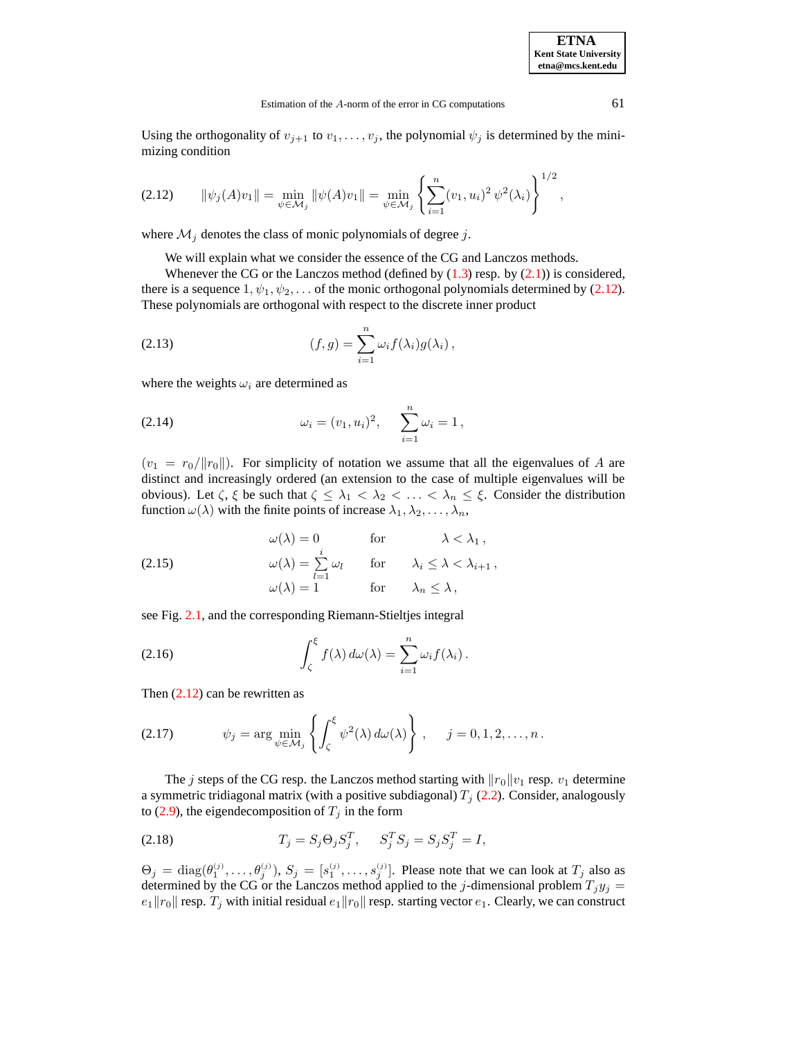Using the orthogonality of $v_{j+1}$ to $v_1, \ldots, v_j$, the polynomial $\psi_j$ is determined by the minimizing condition

$$\|\psi_j(A)v_1\| = \min_{\psi \in \mathcal{M}_j} \|\psi(A)v_1\| = \min_{\psi \in \mathcal{M}_j} \left\{ \sum_{i=1}^{n} (v_1, u_i)^2 \, \psi^2(\lambda_i) \right\}^{1/2}, \tag{2.12}$$

where $\mathcal{M}_j$ denotes the class of monic polynomials of degree $j$.

We will explain what we consider the essence of the CG and Lanczos methods.

Whenever the CG or the Lanczos method (defined by (1.3) resp. by (2.1)) is considered, there is a sequence $1, \psi_1, \psi_2, \ldots$ of the monic orthogonal polynomials determined by (2.12). These polynomials are orthogonal with respect to the discrete inner product

$$(f, g) = \sum_{i=1}^{n} \omega_i f(\lambda_i) g(\lambda_i) \, , \tag{2.13}$$

where the weights $\omega_i$ are determined as

$$\omega_i = (v_1, u_i)^2, \qquad \sum_{i=1}^{n} \omega_i = 1 \, , \tag{2.14}$$

($v_1 = r_0/\|r_0\|$). For simplicity of notation we assume that all the eigenvalues of $A$ are distinct and increasingly ordered (an extension to the case of multiple eigenvalues will be obvious). Let $\zeta$, $\xi$ be such that $\zeta \leq \lambda_1 < \lambda_2 < \ldots < \lambda_n \leq \xi$. Consider the distribution function $\omega(\lambda)$ with the finite points of increase $\lambda_1, \lambda_2, \ldots, \lambda_n$,

$$\begin{aligned} \omega(\lambda) &= 0 && \text{for} && \lambda < \lambda_1 \, , \\ \omega(\lambda) &= \sum_{l=1}^{i} \omega_l && \text{for} && \lambda_i \leq \lambda < \lambda_{i+1} \, , \\ \omega(\lambda) &= 1 && \text{for} && \lambda_n \leq \lambda \, , \end{aligned} \tag{2.15}$$

see Fig. 2.1, and the corresponding Riemann-Stieltjes integral

$$\int_{\zeta}^{\xi} f(\lambda) \, d\omega(\lambda) = \sum_{i=1}^{n} \omega_i f(\lambda_i) \, . \tag{2.16}$$

Then (2.12) can be rewritten as

$$\psi_j = \arg \min_{\psi \in \mathcal{M}_j} \left\{ \int_{\zeta}^{\xi} \psi^2(\lambda) \, d\omega(\lambda) \right\} \, , \qquad j = 0, 1, 2, \ldots, n \, . \tag{2.17}$$

The $j$ steps of the CG resp. the Lanczos method starting with $\|r_0\| v_1$ resp. $v_1$ determine a symmetric tridiagonal matrix (with a positive subdiagonal) $T_j$ (2.2). Consider, analogously to (2.9), the eigendecomposition of $T_j$ in the form

$$T_j = S_j \Theta_j S_j^T, \qquad S_j^T S_j = S_j S_j^T = I, \tag{2.18}$$

$\Theta_j = \mathrm{diag}(\theta_1^{(j)}, \ldots, \theta_j^{(j)})$, $S_j = [s_1^{(j)}, \ldots, s_j^{(j)}]$. Please note that we can look at $T_j$ also as determined by the CG or the Lanczos method applied to the $j$-dimensional problem $T_j y_j = e_1 \|r_0\|$ resp. $T_j$ with initial residual $e_1 \|r_0\|$ resp. starting vector $e_1$. Clearly, we can construct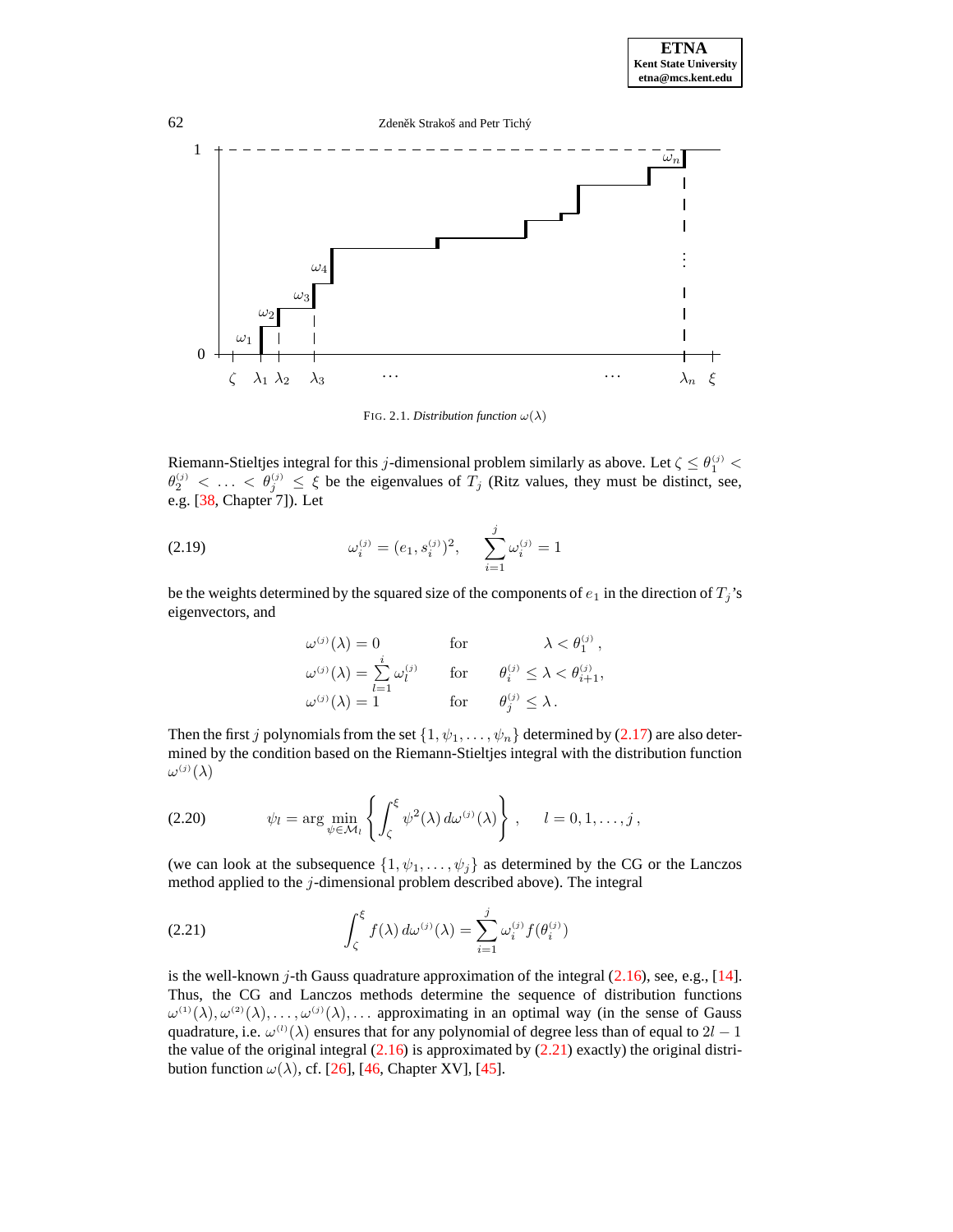FIG. 2.1. *Distribution function* $\omega(\lambda)$

Riemann-Stieltjes integral for this $j$-dimensional problem similarly as above. Let $\zeta \leq \theta_1^{(j)} < \theta_2^{(j)} < \ldots < \theta_j^{(j)} \leq \xi$ be the eigenvalues of $T_j$ (Ritz values, they must be distinct, see, e.g. [38, Chapter 7]). Let

$$\omega_i^{(j)} = (e_1, s_i^{(j)})^2, \qquad \sum_{i=1}^{j} \omega_i^{(j)} = 1 \tag{2.19}$$

be the weights determined by the squared size of the components of $e_1$ in the direction of $T_j$'s eigenvectors, and

$$\begin{aligned}
\omega^{(j)}(\lambda) &= 0 && \text{for} && \lambda < \theta_1^{(j)}\,, \\
\omega^{(j)}(\lambda) &= \sum_{l=1}^{i} \omega_l^{(j)} && \text{for} && \theta_i^{(j)} \leq \lambda < \theta_{i+1}^{(j)}, \\
\omega^{(j)}(\lambda) &= 1 && \text{for} && \theta_j^{(j)} \leq \lambda\,.
\end{aligned}$$

Then the first $j$ polynomials from the set $\{1, \psi_1, \ldots, \psi_n\}$ determined by (2.17) are also determined by the condition based on the Riemann-Stieltjes integral with the distribution function $\omega^{(j)}(\lambda)$

$$\psi_l = \arg \min_{\psi \in \mathcal{M}_l} \left\{ \int_\zeta^\xi \psi^2(\lambda)\, d\omega^{(j)}(\lambda) \right\}, \qquad l = 0, 1, \ldots, j\,, \tag{2.20}$$

(we can look at the subsequence $\{1, \psi_1, \ldots, \psi_j\}$ as determined by the CG or the Lanczos method applied to the $j$-dimensional problem described above). The integral

$$\int_\zeta^\xi f(\lambda)\, d\omega^{(j)}(\lambda) = \sum_{i=1}^{j} \omega_i^{(j)} f(\theta_i^{(j)}) \tag{2.21}$$

is the well-known $j$-th Gauss quadrature approximation of the integral (2.16), see, e.g., [14]. Thus, the CG and Lanczos methods determine the sequence of distribution functions $\omega^{(1)}(\lambda), \omega^{(2)}(\lambda), \ldots, \omega^{(j)}(\lambda), \ldots$ approximating in an optimal way (in the sense of Gauss quadrature, i.e. $\omega^{(l)}(\lambda)$ ensures that for any polynomial of degree less than of equal to $2l-1$ the value of the original integral (2.16) is approximated by (2.21) exactly) the original distribution function $\omega(\lambda)$, cf. [26], [46, Chapter XV], [45].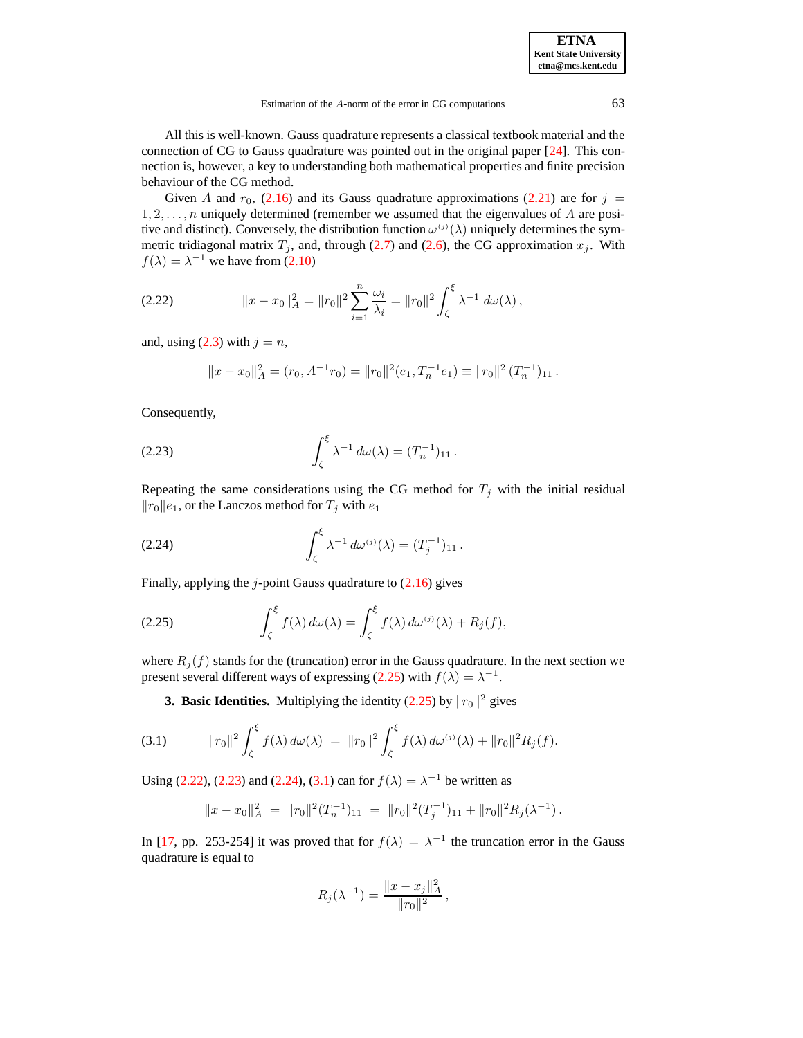All this is well-known. Gauss quadrature represents a classical textbook material and the connection of CG to Gauss quadrature was pointed out in the original paper [24]. This connection is, however, a key to understanding both mathematical properties and finite precision behaviour of the CG method.

Given $A$ and $r_0$, (2.16) and its Gauss quadrature approximations (2.21) are for $j = 1, 2, \ldots, n$ uniquely determined (remember we assumed that the eigenvalues of $A$ are positive and distinct). Conversely, the distribution function $\omega^{(j)}(\lambda)$ uniquely determines the symmetric tridiagonal matrix $T_j$, and, through (2.7) and (2.6), the CG approximation $x_j$. With $f(\lambda) = \lambda^{-1}$ we have from (2.10)

$$\|x - x_0\|_A^2 = \|r_0\|^2 \sum_{i=1}^{n} \frac{\omega_i}{\lambda_i} = \|r_0\|^2 \int_\zeta^\xi \lambda^{-1}\, d\omega(\lambda)\,, \tag{2.22}$$

and, using (2.3) with $j = n$,

$$\|x - x_0\|_A^2 = (r_0, A^{-1} r_0) = \|r_0\|^2 (e_1, T_n^{-1} e_1) \equiv \|r_0\|^2\, (T_n^{-1})_{11}\,.$$

Consequently,

$$\int_\zeta^\xi \lambda^{-1}\, d\omega(\lambda) = (T_n^{-1})_{11}\,. \tag{2.23}$$

Repeating the same considerations using the CG method for $T_j$ with the initial residual $\|r_0\| e_1$, or the Lanczos method for $T_j$ with $e_1$

$$\int_\zeta^\xi \lambda^{-1}\, d\omega^{(j)}(\lambda) = (T_j^{-1})_{11}\,. \tag{2.24}$$

Finally, applying the $j$-point Gauss quadrature to (2.16) gives

$$\int_\zeta^\xi f(\lambda)\, d\omega(\lambda) = \int_\zeta^\xi f(\lambda)\, d\omega^{(j)}(\lambda) + R_j(f), \tag{2.25}$$

where $R_j(f)$ stands for the (truncation) error in the Gauss quadrature. In the next section we present several different ways of expressing (2.25) with $f(\lambda) = \lambda^{-1}$.

## 3. Basic Identities.

Multiplying the identity (2.25) by $\|r_0\|^2$ gives

$$\|r_0\|^2 \int_\zeta^\xi f(\lambda)\, d\omega(\lambda) \;=\; \|r_0\|^2 \int_\zeta^\xi f(\lambda)\, d\omega^{(j)}(\lambda) + \|r_0\|^2 R_j(f). \tag{3.1}$$

Using (2.22), (2.23) and (2.24), (3.1) can for $f(\lambda) = \lambda^{-1}$ be written as

$$\|x - x_0\|_A^2 \;=\; \|r_0\|^2 (T_n^{-1})_{11} \;=\; \|r_0\|^2 (T_j^{-1})_{11} + \|r_0\|^2 R_j(\lambda^{-1})\,.$$

In [17, pp. 253-254] it was proved that for $f(\lambda) = \lambda^{-1}$ the truncation error in the Gauss quadrature is equal to

$$R_j(\lambda^{-1}) = \frac{\|x - x_j\|_A^2}{\|r_0\|^2}\,,$$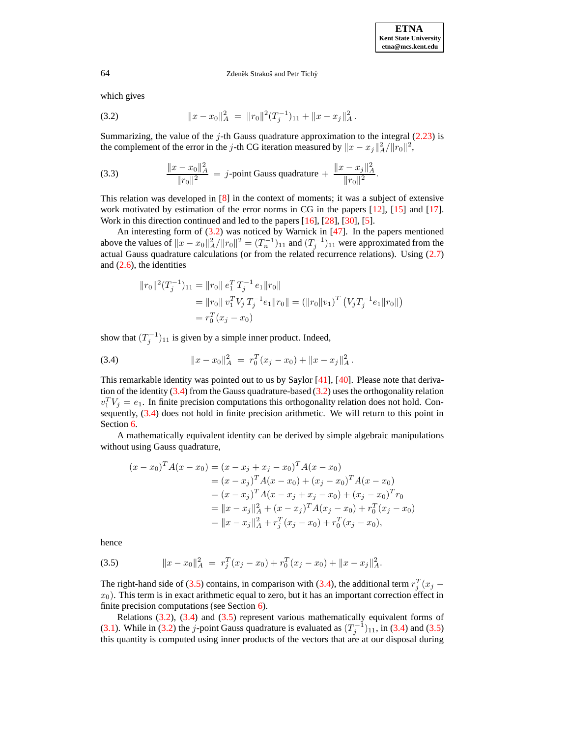which gives

$$\|x - x_0\|_A^2 \;=\; \|r_0\|^2 (T_j^{-1})_{11} + \|x - x_j\|_A^2 \,. \tag{3.2}$$

Summarizing, the value of the $j$-th Gauss quadrature approximation to the integral (2.23) is the complement of the error in the $j$-th CG iteration measured by $\|x - x_j\|_A^2 / \|r_0\|^2$,

$$\frac{\|x - x_0\|_A^2}{\|r_0\|^2} \;=\; j\text{-point Gauss quadrature} \;+\; \frac{\|x - x_j\|_A^2}{\|r_0\|^2}. \tag{3.3}$$

This relation was developed in [8] in the context of moments; it was a subject of extensive work motivated by estimation of the error norms in CG in the papers [12], [15] and [17]. Work in this direction continued and led to the papers [16], [28], [30], [5].

An interesting form of (3.2) was noticed by Warnick in [47]. In the papers mentioned above the values of $\|x - x_0\|_A^2 / \|r_0\|^2 = (T_n^{-1})_{11}$ and $(T_j^{-1})_{11}$ were approximated from the actual Gauss quadrature calculations (or from the related recurrence relations). Using (2.7) and (2.6), the identities

$$\begin{aligned}
\|r_0\|^2 (T_j^{-1})_{11} &= \|r_0\| \, e_1^T \, T_j^{-1} \, e_1 \|r_0\| \\
&= \|r_0\| \, v_1^T V_j \, T_j^{-1} e_1 \|r_0\| = (\|r_0\| v_1)^T \left( V_j T_j^{-1} e_1 \|r_0\| \right) \\
&= r_0^T (x_j - x_0)
\end{aligned}$$

show that $(T_j^{-1})_{11}$ is given by a simple inner product. Indeed,

$$\|x - x_0\|_A^2 \;=\; r_0^T (x_j - x_0) + \|x - x_j\|_A^2 \,. \tag{3.4}$$

This remarkable identity was pointed out to us by Saylor [41], [40]. Please note that derivation of the identity (3.4) from the Gauss quadrature-based (3.2) uses the orthogonality relation $v_1^T V_j = e_1$. In finite precision computations this orthogonality relation does not hold. Consequently, (3.4) does not hold in finite precision arithmetic. We will return to this point in Section 6.

A mathematically equivalent identity can be derived by simple algebraic manipulations without using Gauss quadrature,

$$\begin{aligned}
(x - x_0)^T A (x - x_0) &= (x - x_j + x_j - x_0)^T A (x - x_0) \\
&= (x - x_j)^T A (x - x_0) + (x_j - x_0)^T A (x - x_0) \\
&= (x - x_j)^T A (x - x_j + x_j - x_0) + (x_j - x_0)^T r_0 \\
&= \|x - x_j\|_A^2 + (x - x_j)^T A (x_j - x_0) + r_0^T (x_j - x_0) \\
&= \|x - x_j\|_A^2 + r_j^T (x_j - x_0) + r_0^T (x_j - x_0),
\end{aligned}$$

hence

$$\|x - x_0\|_A^2 \;=\; r_j^T (x_j - x_0) + r_0^T (x_j - x_0) + \|x - x_j\|_A^2. \tag{3.5}$$

The right-hand side of (3.5) contains, in comparison with (3.4), the additional term $r_j^T (x_j - x_0)$. This term is in exact arithmetic equal to zero, but it has an important correction effect in finite precision computations (see Section 6).

Relations (3.2), (3.4) and (3.5) represent various mathematically equivalent forms of (3.1). While in (3.2) the $j$-point Gauss quadrature is evaluated as $(T_j^{-1})_{11}$, in (3.4) and (3.5) this quantity is computed using inner products of the vectors that are at our disposal during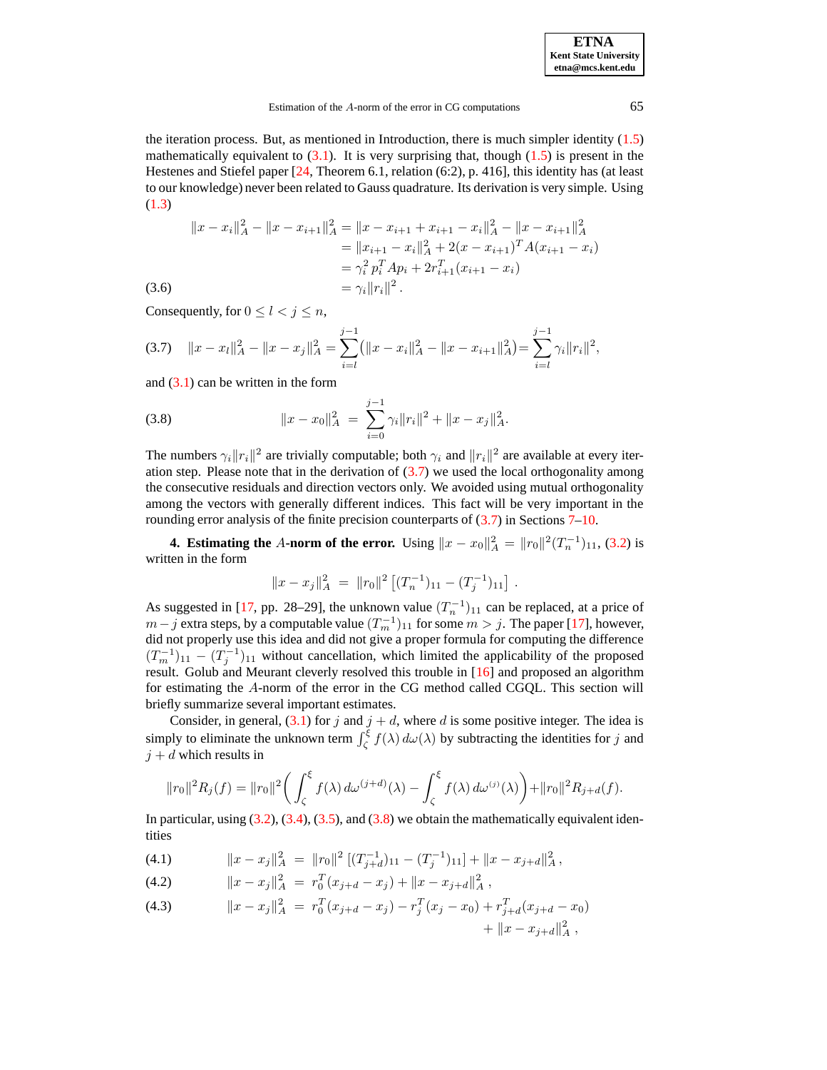the iteration process. But, as mentioned in Introduction, there is much simpler identity (1.5) mathematically equivalent to (3.1). It is very surprising that, though (1.5) is present in the Hestenes and Stiefel paper [24, Theorem 6.1, relation (6:2), p. 416], this identity has (at least to our knowledge) never been related to Gauss quadrature. Its derivation is very simple. Using (1.3)

$$
\begin{aligned}
\|x - x_i\|_A^2 - \|x - x_{i+1}\|_A^2 &= \|x - x_{i+1} + x_{i+1} - x_i\|_A^2 - \|x - x_{i+1}\|_A^2 \\
&= \|x_{i+1} - x_i\|_A^2 + 2(x - x_{i+1})^T A (x_{i+1} - x_i) \\
&= \gamma_i^2 \, p_i^T A p_i + 2 r_{i+1}^T (x_{i+1} - x_i) \\
&= \gamma_i \|r_i\|^2 \, . \qquad (3.6)
\end{aligned}
$$

Consequently, for $0 \le l < j \le n$,

$$
\|x - x_l\|_A^2 - \|x - x_j\|_A^2 = \sum_{i=l}^{j-1} \left( \|x - x_i\|_A^2 - \|x - x_{i+1}\|_A^2 \right) = \sum_{i=l}^{j-1} \gamma_i \|r_i\|^2, \qquad (3.7)
$$

and (3.1) can be written in the form

$$
\|x - x_0\|_A^2 \; = \; \sum_{i=0}^{j-1} \gamma_i \|r_i\|^2 + \|x - x_j\|_A^2. \qquad (3.8)
$$

The numbers $\gamma_i \|r_i\|^2$ are trivially computable; both $\gamma_i$ and $\|r_i\|^2$ are available at every iteration step. Please note that in the derivation of (3.7) we used the local orthogonality among the consecutive residuals and direction vectors only. We avoided using mutual orthogonality among the vectors with generally different indices. This fact will be very important in the rounding error analysis of the finite precision counterparts of (3.7) in Sections 7–10.

## 4. Estimating the $A$-norm of the error.

Using $\|x - x_0\|_A^2 = \|r_0\|^2 (T_n^{-1})_{11}$, (3.2) is written in the form

$$
\|x - x_j\|_A^2 \; = \; \|r_0\|^2 \left[ (T_n^{-1})_{11} - (T_j^{-1})_{11} \right] \, .
$$

As suggested in [17, pp. 28–29], the unknown value $(T_n^{-1})_{11}$ can be replaced, at a price of $m-j$ extra steps, by a computable value $(T_m^{-1})_{11}$ for some $m > j$. The paper [17], however, did not properly use this idea and did not give a proper formula for computing the difference $(T_m^{-1})_{11} - (T_j^{-1})_{11}$ without cancellation, which limited the applicability of the proposed result. Golub and Meurant cleverly resolved this trouble in [16] and proposed an algorithm for estimating the $A$-norm of the error in the CG method called CGQL. This section will briefly summarize several important estimates.

Consider, in general, (3.1) for $j$ and $j+d$, where $d$ is some positive integer. The idea is simply to eliminate the unknown term $\int_\zeta^\xi f(\lambda)\, d\omega(\lambda)$ by subtracting the identities for $j$ and $j+d$ which results in

$$
\|r_0\|^2 R_j(f) = \|r_0\|^2 \left( \int_\zeta^\xi f(\lambda)\, d\omega^{(j+d)}(\lambda) - \int_\zeta^\xi f(\lambda)\, d\omega^{(j)}(\lambda) \right) + \|r_0\|^2 R_{j+d}(f).
$$

In particular, using (3.2), (3.4), (3.5), and (3.8) we obtain the mathematically equivalent identities

$$
\|x - x_j\|_A^2 \; = \; \|r_0\|^2 \left[ (T_{j+d}^{-1})_{11} - (T_j^{-1})_{11} \right] + \|x - x_{j+d}\|_A^2 \, , \qquad (4.1)
$$

$$
\|x - x_j\|_A^2 \; = \; r_0^T (x_{j+d} - x_j) + \|x - x_{j+d}\|_A^2 \, , \qquad (4.2)
$$

$$
\begin{aligned}
\|x - x_j\|_A^2 \; = \; & r_0^T (x_{j+d} - x_j) - r_j^T (x_j - x_0) + r_{j+d}^T (x_{j+d} - x_0) \\
& + \|x - x_{j+d}\|_A^2 \, , \qquad (4.3)
\end{aligned}
$$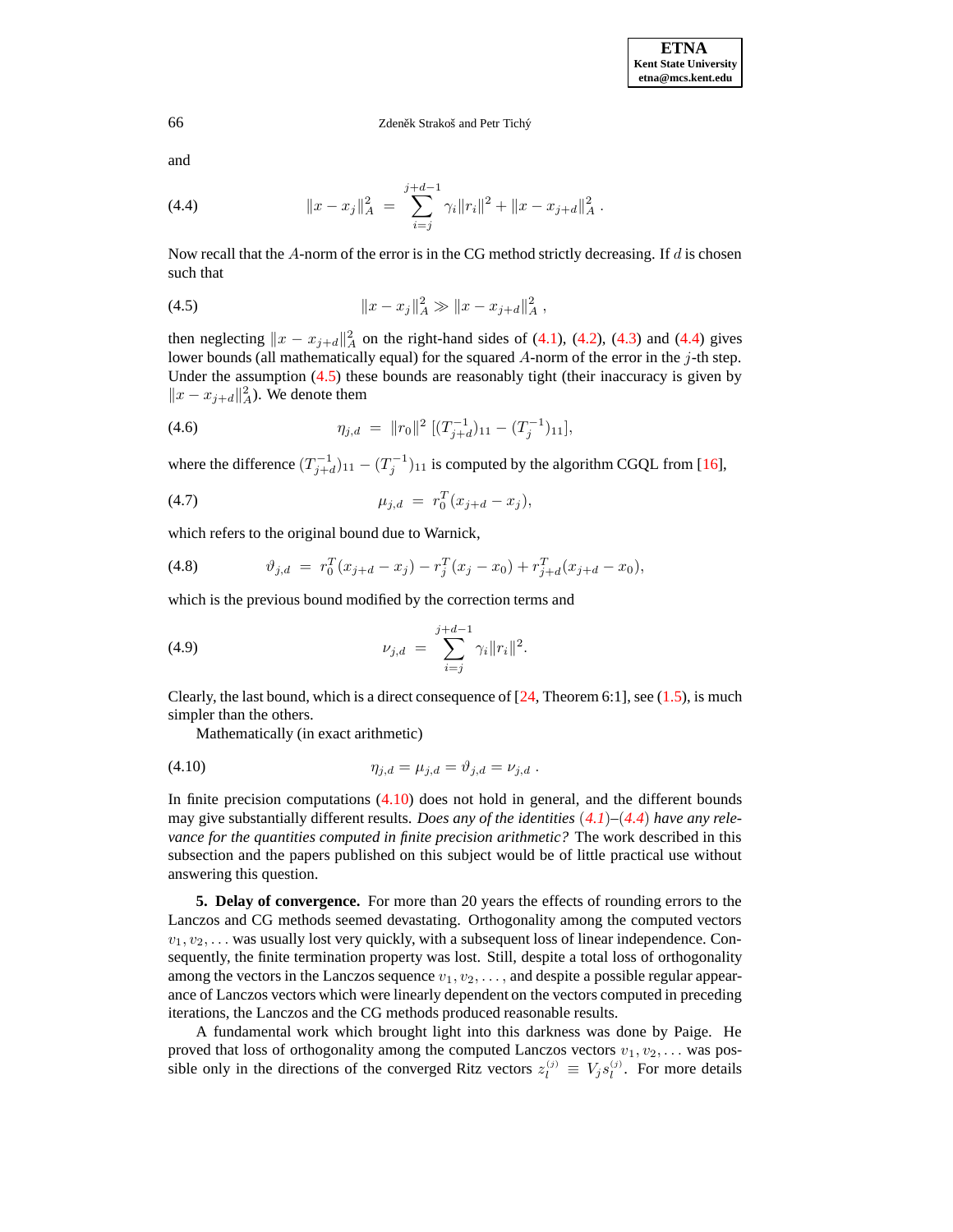and

$$\|x - x_j\|_A^2 \;=\; \sum_{i=j}^{j+d-1} \gamma_i \|r_i\|^2 + \|x - x_{j+d}\|_A^2 \,. \tag{4.4}$$

Now recall that the $A$-norm of the error is in the CG method strictly decreasing. If $d$ is chosen such that

$$\|x - x_j\|_A^2 \gg \|x - x_{j+d}\|_A^2 \,, \tag{4.5}$$

then neglecting $\|x - x_{j+d}\|_A^2$ on the right-hand sides of (4.1), (4.2), (4.3) and (4.4) gives lower bounds (all mathematically equal) for the squared $A$-norm of the error in the $j$-th step. Under the assumption (4.5) these bounds are reasonably tight (their inaccuracy is given by $\|x - x_{j+d}\|_A^2$). We denote them

$$\eta_{j,d} \;=\; \|r_0\|^2 \, [(T_{j+d}^{-1})_{11} - (T_j^{-1})_{11}], \tag{4.6}$$

where the difference $(T_{j+d}^{-1})_{11} - (T_j^{-1})_{11}$ is computed by the algorithm CGQL from [16],

$$\mu_{j,d} \;=\; r_0^T (x_{j+d} - x_j), \tag{4.7}$$

which refers to the original bound due to Warnick,

$$\vartheta_{j,d} \;=\; r_0^T (x_{j+d} - x_j) - r_j^T (x_j - x_0) + r_{j+d}^T (x_{j+d} - x_0), \tag{4.8}$$

which is the previous bound modified by the correction terms and

$$\nu_{j,d} \;=\; \sum_{i=j}^{j+d-1} \gamma_i \|r_i\|^2. \tag{4.9}$$

Clearly, the last bound, which is a direct consequence of [24, Theorem 6:1], see (1.5), is much simpler than the others.

Mathematically (in exact arithmetic)

$$\eta_{j,d} = \mu_{j,d} = \vartheta_{j,d} = \nu_{j,d} \,. \tag{4.10}$$

In finite precision computations (4.10) does not hold in general, and the different bounds may give substantially different results. *Does any of the identities (4.1)–(4.4) have any relevance for the quantities computed in finite precision arithmetic?* The work described in this subsection and the papers published on this subject would be of little practical use without answering this question.

## 5. Delay of convergence.

For more than 20 years the effects of rounding errors to the Lanczos and CG methods seemed devastating. Orthogonality among the computed vectors $v_1, v_2, \ldots$ was usually lost very quickly, with a subsequent loss of linear independence. Consequently, the finite termination property was lost. Still, despite a total loss of orthogonality among the vectors in the Lanczos sequence $v_1, v_2, \ldots$, and despite a possible regular appearance of Lanczos vectors which were linearly dependent on the vectors computed in preceding iterations, the Lanczos and the CG methods produced reasonable results.

A fundamental work which brought light into this darkness was done by Paige. He proved that loss of orthogonality among the computed Lanczos vectors $v_1, v_2, \ldots$ was possible only in the directions of the converged Ritz vectors $z_l^{(j)} \equiv V_j s_l^{(j)}$. For more details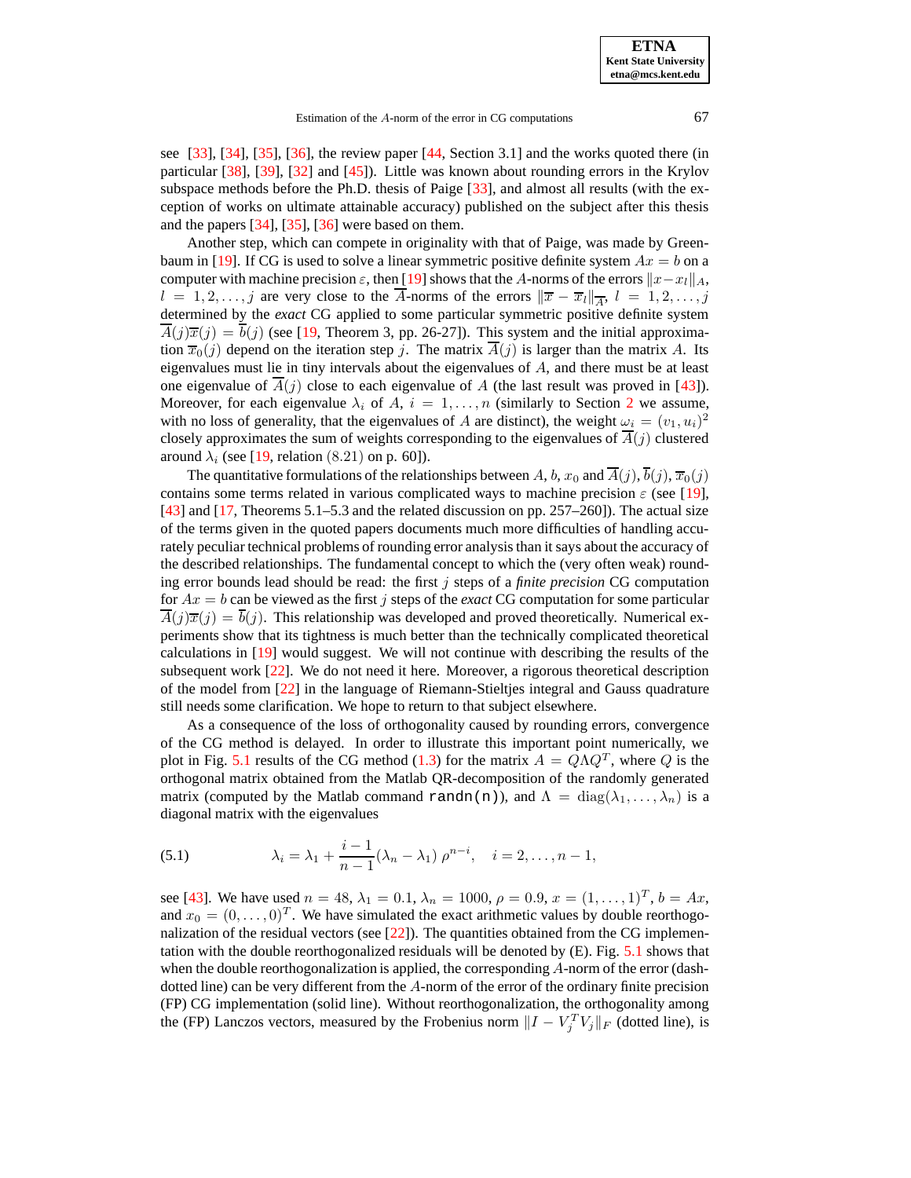see [33], [34], [35], [36], the review paper [44, Section 3.1] and the works quoted there (in particular [38], [39], [32] and [45]). Little was known about rounding errors in the Krylov subspace methods before the Ph.D. thesis of Paige [33], and almost all results (with the exception of works on ultimate attainable accuracy) published on the subject after this thesis and the papers [34], [35], [36] were based on them.

Another step, which can compete in originality with that of Paige, was made by Greenbaum in [19]. If CG is used to solve a linear symmetric positive definite system $Ax = b$ on a computer with machine precision $\varepsilon$, then [19] shows that the $A$-norms of the errors $\|x - x_l\|_A$, $l = 1, 2, \ldots, j$ are very close to the $\overline{A}$-norms of the errors $\|\overline{x} - \overline{x}_l\|_{\overline{A}}$, $l = 1, 2, \ldots, j$ determined by the *exact* CG applied to some particular symmetric positive definite system $\overline{A}(j)\overline{x}(j) = \overline{b}(j)$ (see [19, Theorem 3, pp. 26-27]). This system and the initial approximation $\overline{x}_0(j)$ depend on the iteration step $j$. The matrix $\overline{A}(j)$ is larger than the matrix $A$. Its eigenvalues must lie in tiny intervals about the eigenvalues of $A$, and there must be at least one eigenvalue of $\overline{A}(j)$ close to each eigenvalue of $A$ (the last result was proved in [43]). Moreover, for each eigenvalue $\lambda_i$ of $A$, $i = 1, \ldots, n$ (similarly to Section 2 we assume, with no loss of generality, that the eigenvalues of $A$ are distinct), the weight $\omega_i = (v_1, u_i)^2$ closely approximates the sum of weights corresponding to the eigenvalues of $\overline{A}(j)$ clustered around $\lambda_i$ (see [19, relation $(8.21)$ on p. 60]).

The quantitative formulations of the relationships between $A$, $b$, $x_0$ and $\overline{A}(j)$, $\overline{b}(j)$, $\overline{x}_0(j)$ contains some terms related in various complicated ways to machine precision $\varepsilon$ (see [19], [43] and [17, Theorems 5.1–5.3 and the related discussion on pp. 257–260]). The actual size of the terms given in the quoted papers documents much more difficulties of handling accurately peculiar technical problems of rounding error analysis than it says about the accuracy of the described relationships. The fundamental concept to which the (very often weak) rounding error bounds lead should be read: the first $j$ steps of a *finite precision* CG computation for $Ax = b$ can be viewed as the first $j$ steps of the *exact* CG computation for some particular $\overline{A}(j)\overline{x}(j) = \overline{b}(j)$. This relationship was developed and proved theoretically. Numerical experiments show that its tightness is much better than the technically complicated theoretical calculations in [19] would suggest. We will not continue with describing the results of the subsequent work [22]. We do not need it here. Moreover, a rigorous theoretical description of the model from [22] in the language of Riemann-Stieltjes integral and Gauss quadrature still needs some clarification. We hope to return to that subject elsewhere.

As a consequence of the loss of orthogonality caused by rounding errors, convergence of the CG method is delayed. In order to illustrate this important point numerically, we plot in Fig. 5.1 results of the CG method (1.3) for the matrix $A = Q\Lambda Q^T$, where $Q$ is the orthogonal matrix obtained from the Matlab QR-decomposition of the randomly generated matrix (computed by the Matlab command `randn(n)`), and $\Lambda = \mathrm{diag}(\lambda_1, \ldots, \lambda_n)$ is a diagonal matrix with the eigenvalues

$$\lambda_i = \lambda_1 + \frac{i-1}{n-1}(\lambda_n - \lambda_1)\,\rho^{n-i}, \quad i = 2, \ldots, n-1, \tag{5.1}$$

see [43]. We have used $n = 48$, $\lambda_1 = 0.1$, $\lambda_n = 1000$, $\rho = 0.9$, $x = (1, \ldots, 1)^T$, $b = Ax$, and $x_0 = (0, \ldots, 0)^T$. We have simulated the exact arithmetic values by double reorthogonalization of the residual vectors (see [22]). The quantities obtained from the CG implementation with the double reorthogonalized residuals will be denoted by (E). Fig. 5.1 shows that when the double reorthogonalization is applied, the corresponding $A$-norm of the error (dash-dotted line) can be very different from the $A$-norm of the error of the ordinary finite precision (FP) CG implementation (solid line). Without reorthogonalization, the orthogonality among the (FP) Lanczos vectors, measured by the Frobenius norm $\|I - V_j^T V_j\|_F$ (dotted line), is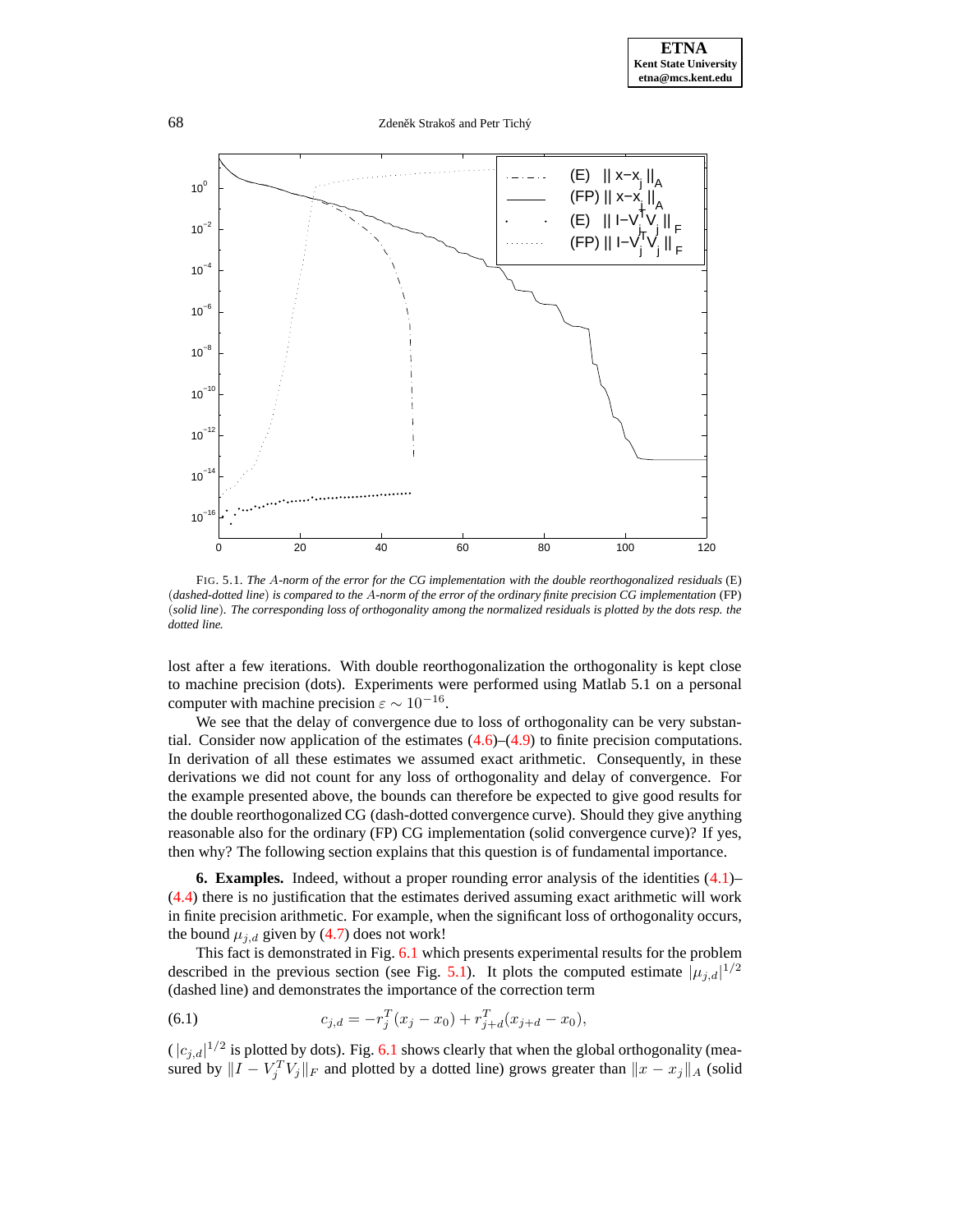FIG. 5.1. *The $A$-norm of the error for the CG implementation with the double reorthogonalized residuals* (E) (*dashed-dotted line*) *is compared to the $A$-norm of the error of the ordinary finite precision CG implementation* (FP) (*solid line*). *The corresponding loss of orthogonality among the normalized residuals is plotted by the dots resp. the dotted line.*

lost after a few iterations. With double reorthogonalization the orthogonality is kept close to machine precision (dots). Experiments were performed using Matlab 5.1 on a personal computer with machine precision $\varepsilon \sim 10^{-16}$.

We see that the delay of convergence due to loss of orthogonality can be very substantial. Consider now application of the estimates (4.6)–(4.9) to finite precision computations. In derivation of all these estimates we assumed exact arithmetic. Consequently, in these derivations we did not count for any loss of orthogonality and delay of convergence. For the example presented above, the bounds can therefore be expected to give good results for the double reorthogonalized CG (dash-dotted convergence curve). Should they give anything reasonable also for the ordinary (FP) CG implementation (solid convergence curve)? If yes, then why? The following section explains that this question is of fundamental importance.

**6. Examples.** Indeed, without a proper rounding error analysis of the identities (4.1)–(4.4) there is no justification that the estimates derived assuming exact arithmetic will work in finite precision arithmetic. For example, when the significant loss of orthogonality occurs, the bound $\mu_{j,d}$ given by (4.7) does not work!

This fact is demonstrated in Fig. 6.1 which presents experimental results for the problem described in the previous section (see Fig. 5.1). It plots the computed estimate $|\mu_{j,d}|^{1/2}$ (dashed line) and demonstrates the importance of the correction term

$$c_{j,d} = -r_j^T(x_j - x_0) + r_{j+d}^T(x_{j+d} - x_0), \tag{6.1}$$

($|c_{j,d}|^{1/2}$ is plotted by dots). Fig. 6.1 shows clearly that when the global orthogonality (measured by $\|I - V_j^T V_j\|_F$ and plotted by a dotted line) grows greater than $\|x - x_j\|_A$ (solid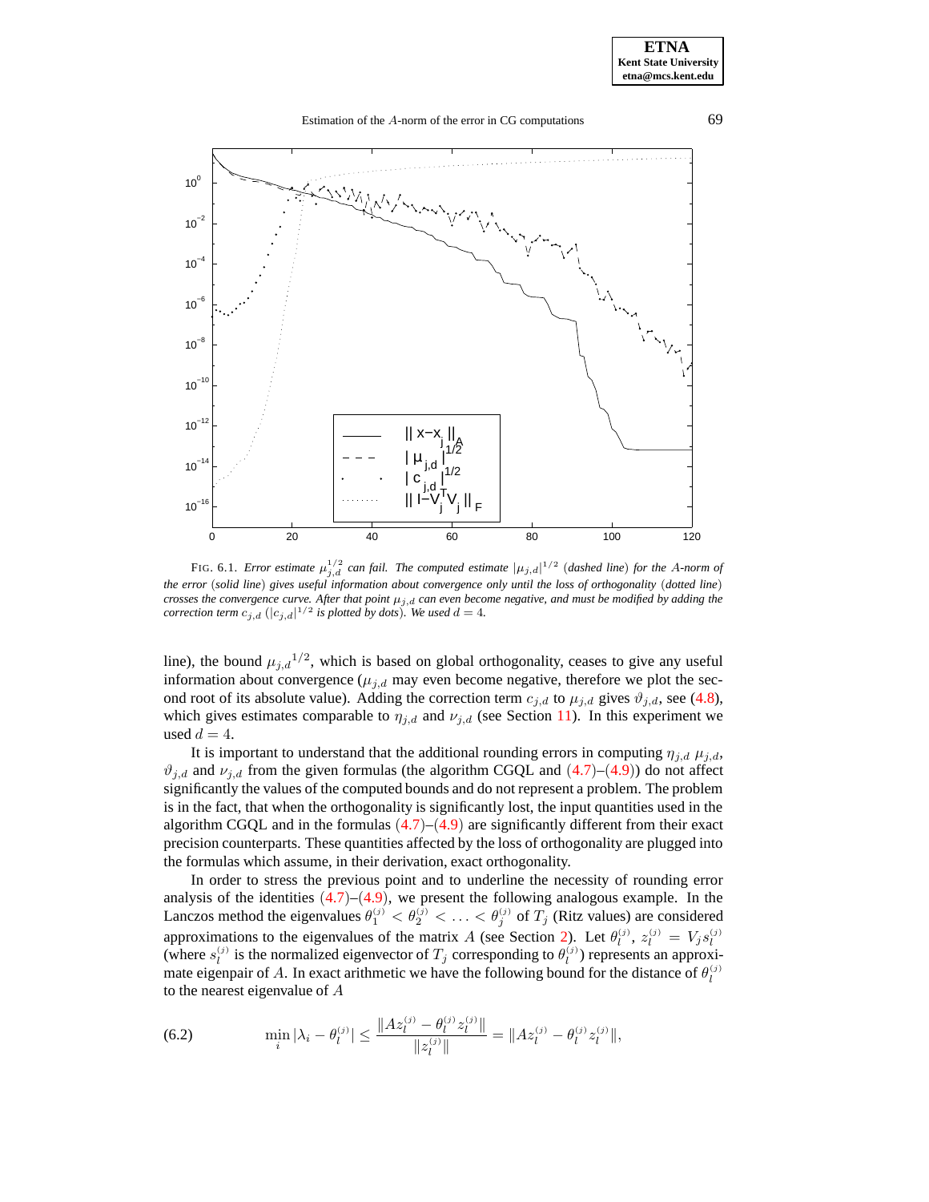FIG. 6.1. *Error estimate $\mu_{j,d}^{1/2}$ can fail. The computed estimate $|\mu_{j,d}|^{1/2}$ (dashed line) for the $A$-norm of the error (solid line) gives useful information about convergence only until the loss of orthogonality (dotted line) crosses the convergence curve. After that point $\mu_{j,d}$ can even become negative, and must be modified by adding the correction term $c_{j,d}$ ($|c_{j,d}|^{1/2}$ is plotted by dots). We used $d = 4$.*

line), the bound ${\mu_{j,d}}^{1/2}$, which is based on global orthogonality, ceases to give any useful information about convergence ($\mu_{j,d}$ may even become negative, therefore we plot the second root of its absolute value). Adding the correction term $c_{j,d}$ to $\mu_{j,d}$ gives $\vartheta_{j,d}$, see (4.8), which gives estimates comparable to $\eta_{j,d}$ and $\nu_{j,d}$ (see Section 11). In this experiment we used $d = 4$.

It is important to understand that the additional rounding errors in computing $\eta_{j,d}$ $\mu_{j,d}$, $\vartheta_{j,d}$ and $\nu_{j,d}$ from the given formulas (the algorithm CGQL and (4.7)–(4.9)) do not affect significantly the values of the computed bounds and do not represent a problem. The problem is in the fact, that when the orthogonality is significantly lost, the input quantities used in the algorithm CGQL and in the formulas (4.7)–(4.9) are significantly different from their exact precision counterparts. These quantities affected by the loss of orthogonality are plugged into the formulas which assume, in their derivation, exact orthogonality.

In order to stress the previous point and to underline the necessity of rounding error analysis of the identities (4.7)–(4.9), we present the following analogous example. In the Lanczos method the eigenvalues $\theta_1^{(j)} < \theta_2^{(j)} < \ldots < \theta_j^{(j)}$ of $T_j$ (Ritz values) are considered approximations to the eigenvalues of the matrix $A$ (see Section 2). Let $\theta_l^{(j)}$, $z_l^{(j)} = V_j s_l^{(j)}$ (where $s_l^{(j)}$ is the normalized eigenvector of $T_j$ corresponding to $\theta_l^{(j)}$) represents an approximate eigenpair of $A$. In exact arithmetic we have the following bound for the distance of $\theta_l^{(j)}$ to the nearest eigenvalue of $A$

$$\min_i |\lambda_i - \theta_l^{(j)}| \leq \frac{\|Az_l^{(j)} - \theta_l^{(j)} z_l^{(j)}\|}{\|z_l^{(j)}\|} = \|Az_l^{(j)} - \theta_l^{(j)} z_l^{(j)}\|, \tag{6.2}$$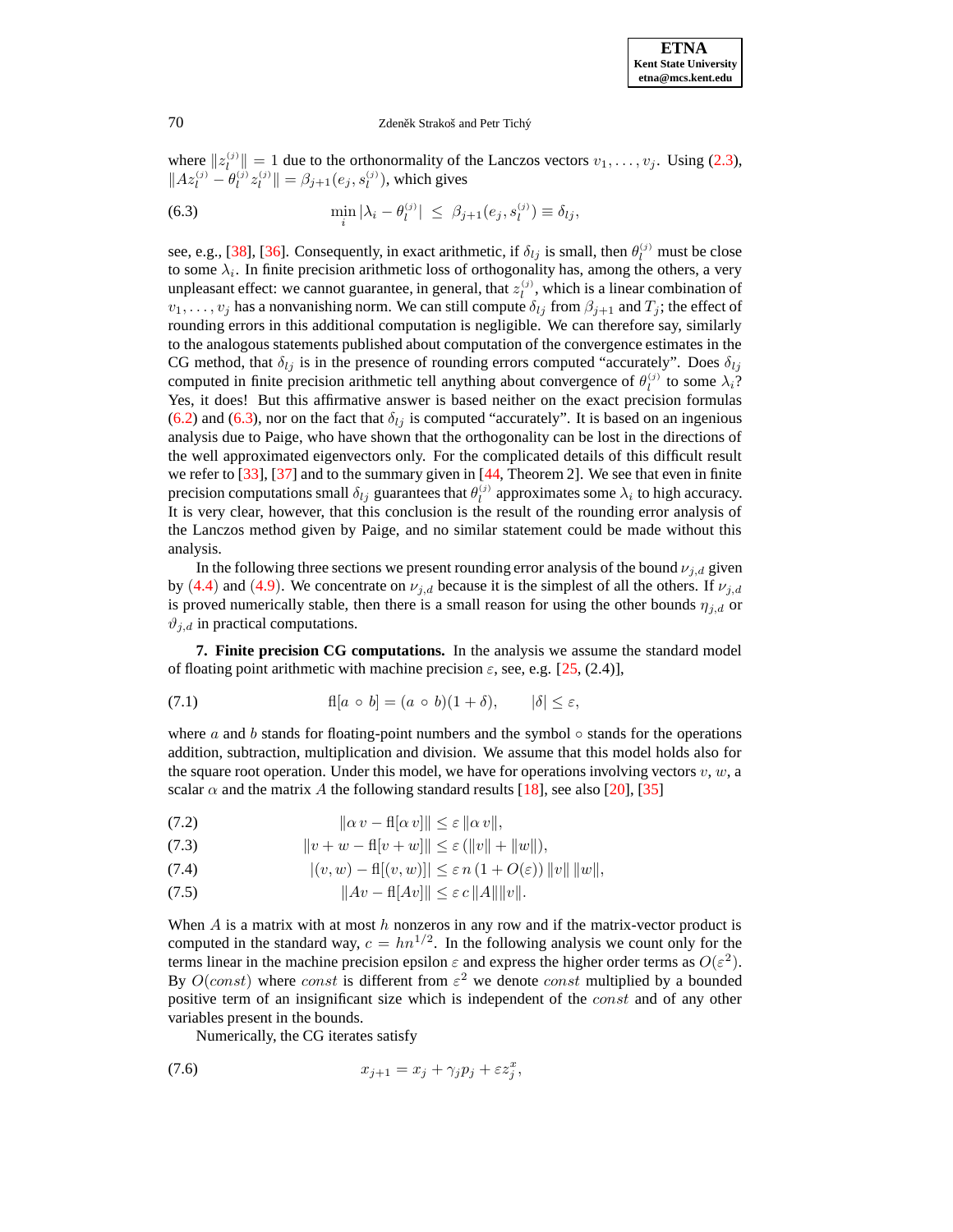where $\|z_l^{(j)}\| = 1$ due to the orthonormality of the Lanczos vectors $v_1, \ldots, v_j$. Using (2.3), $\|Az_l^{(j)} - \theta_l^{(j)} z_l^{(j)}\| = \beta_{j+1}(e_j, s_l^{(j)})$, which gives

$$\min_i |\lambda_i - \theta_l^{(j)}| \;\leq\; \beta_{j+1}(e_j, s_l^{(j)}) \equiv \delta_{lj}, \tag{6.3}$$

see, e.g., [38], [36]. Consequently, in exact arithmetic, if $\delta_{lj}$ is small, then $\theta_l^{(j)}$ must be close to some $\lambda_i$. In finite precision arithmetic loss of orthogonality has, among the others, a very unpleasant effect: we cannot guarantee, in general, that $z_l^{(j)}$, which is a linear combination of $v_1, \ldots, v_j$ has a nonvanishing norm. We can still compute $\delta_{lj}$ from $\beta_{j+1}$ and $T_j$; the effect of rounding errors in this additional computation is negligible. We can therefore say, similarly to the analogous statements published about computation of the convergence estimates in the CG method, that $\delta_{lj}$ is in the presence of rounding errors computed "accurately". Does $\delta_{lj}$ computed in finite precision arithmetic tell anything about convergence of $\theta_l^{(j)}$ to some $\lambda_i$? Yes, it does! But this affirmative answer is based neither on the exact precision formulas (6.2) and (6.3), nor on the fact that $\delta_{lj}$ is computed "accurately". It is based on an ingenious analysis due to Paige, who have shown that the orthogonality can be lost in the directions of the well approximated eigenvectors only. For the complicated details of this difficult result we refer to [33], [37] and to the summary given in [44, Theorem 2]. We see that even in finite precision computations small $\delta_{lj}$ guarantees that $\theta_l^{(j)}$ approximates some $\lambda_i$ to high accuracy. It is very clear, however, that this conclusion is the result of the rounding error analysis of the Lanczos method given by Paige, and no similar statement could be made without this analysis.

In the following three sections we present rounding error analysis of the bound $\nu_{j,d}$ given by (4.4) and (4.9). We concentrate on $\nu_{j,d}$ because it is the simplest of all the others. If $\nu_{j,d}$ is proved numerically stable, then there is a small reason for using the other bounds $\eta_{j,d}$ or $\vartheta_{j,d}$ in practical computations.

**7. Finite precision CG computations.** In the analysis we assume the standard model of floating point arithmetic with machine precision $\varepsilon$, see, e.g. [25, (2.4)],

$$\text{fl}[a \circ b] = (a \circ b)(1 + \delta), \qquad |\delta| \leq \varepsilon, \tag{7.1}$$

where $a$ and $b$ stands for floating-point numbers and the symbol $\circ$ stands for the operations addition, subtraction, multiplication and division. We assume that this model holds also for the square root operation. Under this model, we have for operations involving vectors $v$, $w$, a scalar $\alpha$ and the matrix $A$ the following standard results [18], see also [20], [35]

$$\|\alpha\, v - \text{fl}[\alpha\, v]\| \leq \varepsilon\, \|\alpha\, v\|, \tag{7.2}$$

$$\|v + w - \text{fl}[v + w]\| \leq \varepsilon\, (\|v\| + \|w\|), \tag{7.3}$$

$$|(v, w) - \text{fl}[(v, w)]| \leq \varepsilon\, n\, (1 + O(\varepsilon))\, \|v\|\, \|w\|, \tag{7.4}$$

$$\|Av - \text{fl}[Av]\| \leq \varepsilon\, c\, \|A\| \|v\|. \tag{7.5}$$

When $A$ is a matrix with at most $h$ nonzeros in any row and if the matrix-vector product is computed in the standard way, $c = hn^{1/2}$. In the following analysis we count only for the terms linear in the machine precision epsilon $\varepsilon$ and express the higher order terms as $O(\varepsilon^2)$. By $O(const)$ where $const$ is different from $\varepsilon^2$ we denote $const$ multiplied by a bounded positive term of an insignificant size which is independent of the $const$ and of any other variables present in the bounds.

Numerically, the CG iterates satisfy

$$x_{j+1} = x_j + \gamma_j p_j + \varepsilon z_j^x, \tag{7.6}$$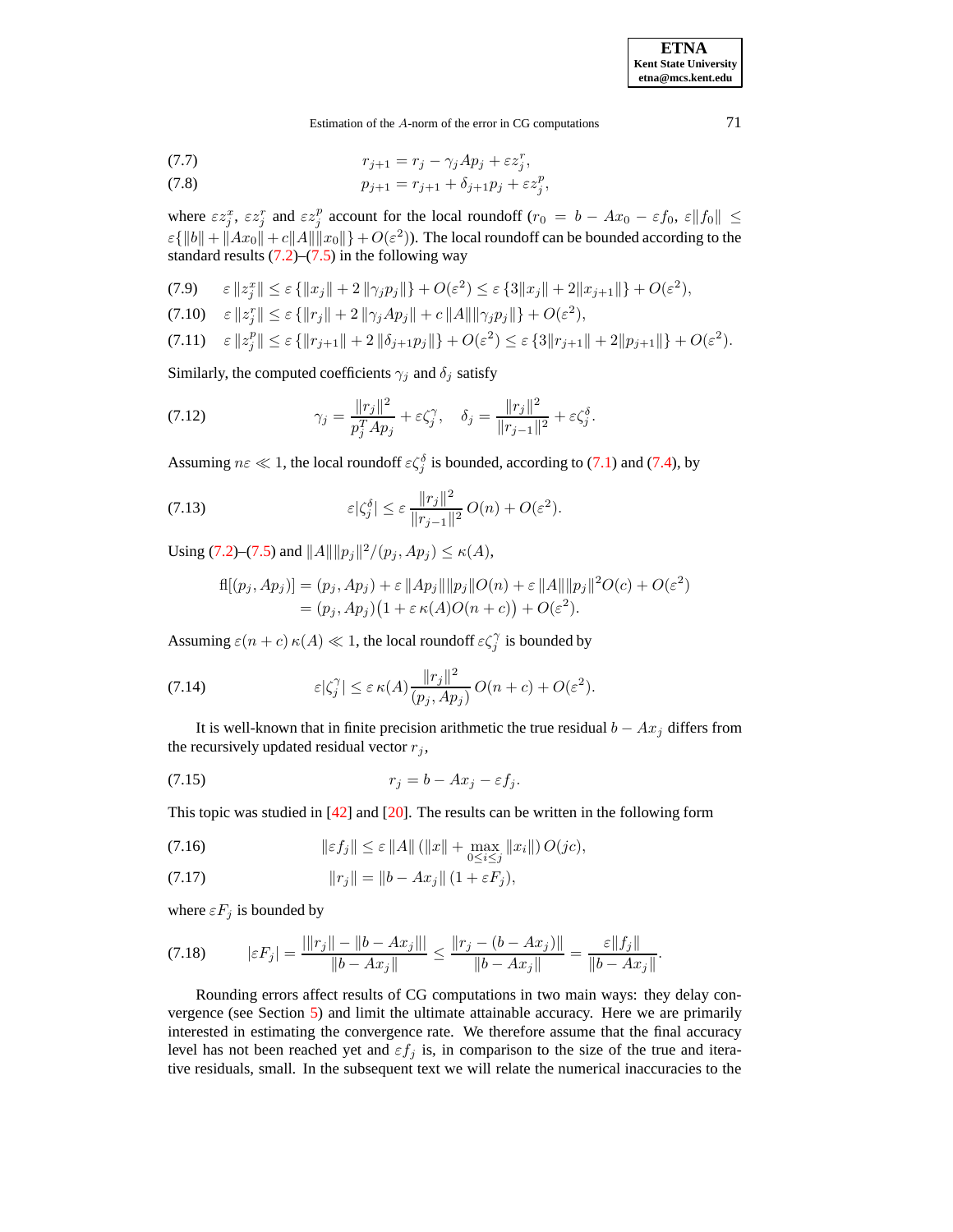$$r_{j+1} = r_j - \gamma_j A p_j + \varepsilon z_j^r, \tag{7.7}$$

$$p_{j+1} = r_{j+1} + \delta_{j+1} p_j + \varepsilon z_j^p, \tag{7.8}$$

where $\varepsilon z_j^x$, $\varepsilon z_j^r$ and $\varepsilon z_j^p$ account for the local roundoff ($r_0 = b - Ax_0 - \varepsilon f_0$, $\varepsilon\|f_0\| \leq \varepsilon\{\|b\| + \|Ax_0\| + c\|A\|\|x_0\|\} + O(\varepsilon^2)$). The local roundoff can be bounded according to the standard results (7.2)–(7.5) in the following way

$$\varepsilon\,\|z_j^x\| \leq \varepsilon\,\{\|x_j\| + 2\,\|\gamma_j p_j\|\} + O(\varepsilon^2) \leq \varepsilon\,\{3\|x_j\| + 2\|x_{j+1}\|\} + O(\varepsilon^2), \tag{7.9}$$

$$\varepsilon\,\|z_j^r\| \leq \varepsilon\,\{\|r_j\| + 2\,\|\gamma_j A p_j\| + c\,\|A\|\|\gamma_j p_j\|\} + O(\varepsilon^2), \tag{7.10}$$

$$\varepsilon\,\|z_j^p\| \leq \varepsilon\,\{\|r_{j+1}\| + 2\,\|\delta_{j+1} p_j\|\} + O(\varepsilon^2) \leq \varepsilon\,\{3\|r_{j+1}\| + 2\|p_{j+1}\|\} + O(\varepsilon^2). \tag{7.11}$$

Similarly, the computed coefficients $\gamma_j$ and $\delta_j$ satisfy

$$\gamma_j = \frac{\|r_j\|^2}{p_j^T A p_j} + \varepsilon \zeta_j^\gamma, \quad \delta_j = \frac{\|r_j\|^2}{\|r_{j-1}\|^2} + \varepsilon \zeta_j^\delta. \tag{7.12}$$

Assuming $n\varepsilon \ll 1$, the local roundoff $\varepsilon\zeta_j^\delta$ is bounded, according to (7.1) and (7.4), by

$$\varepsilon|\zeta_j^\delta| \leq \varepsilon\,\frac{\|r_j\|^2}{\|r_{j-1}\|^2}\,O(n) + O(\varepsilon^2). \tag{7.13}$$

Using (7.2)–(7.5) and $\|A\|\|p_j\|^2/(p_j, Ap_j) \leq \kappa(A)$,

$$\begin{aligned}
\text{fl}[(p_j, Ap_j)] &= (p_j, Ap_j) + \varepsilon\,\|Ap_j\|\|p_j\|O(n) + \varepsilon\,\|A\|\|p_j\|^2 O(c) + O(\varepsilon^2) \\
&= (p_j, Ap_j)\big(1 + \varepsilon\,\kappa(A) O(n+c)\big) + O(\varepsilon^2).
\end{aligned}$$

Assuming $\varepsilon(n+c)\,\kappa(A) \ll 1$, the local roundoff $\varepsilon\zeta_j^\gamma$ is bounded by

$$\varepsilon|\zeta_j^\gamma| \leq \varepsilon\,\kappa(A)\frac{\|r_j\|^2}{(p_j, Ap_j)}\,O(n+c) + O(\varepsilon^2). \tag{7.14}$$

It is well-known that in finite precision arithmetic the true residual $b - Ax_j$ differs from the recursively updated residual vector $r_j$,

$$r_j = b - Ax_j - \varepsilon f_j. \tag{7.15}$$

This topic was studied in [42] and [20]. The results can be written in the following form

$$\|\varepsilon f_j\| \leq \varepsilon\,\|A\|\,(\|x\| + \max_{0\leq i\leq j}\|x_i\|)\,O(jc), \tag{7.16}$$

$$\|r_j\| = \|b - Ax_j\|\,(1 + \varepsilon F_j), \tag{7.17}$$

where $\varepsilon F_j$ is bounded by

$$|\varepsilon F_j| = \frac{|\|r_j\| - \|b - Ax_j\||}{\|b - Ax_j\|} \leq \frac{\|r_j - (b - Ax_j)\|}{\|b - Ax_j\|} = \frac{\varepsilon\|f_j\|}{\|b - Ax_j\|}. \tag{7.18}$$

Rounding errors affect results of CG computations in two main ways: they delay convergence (see Section 5) and limit the ultimate attainable accuracy. Here we are primarily interested in estimating the convergence rate. We therefore assume that the final accuracy level has not been reached yet and $\varepsilon f_j$ is, in comparison to the size of the true and iterative residuals, small. In the subsequent text we will relate the numerical inaccuracies to the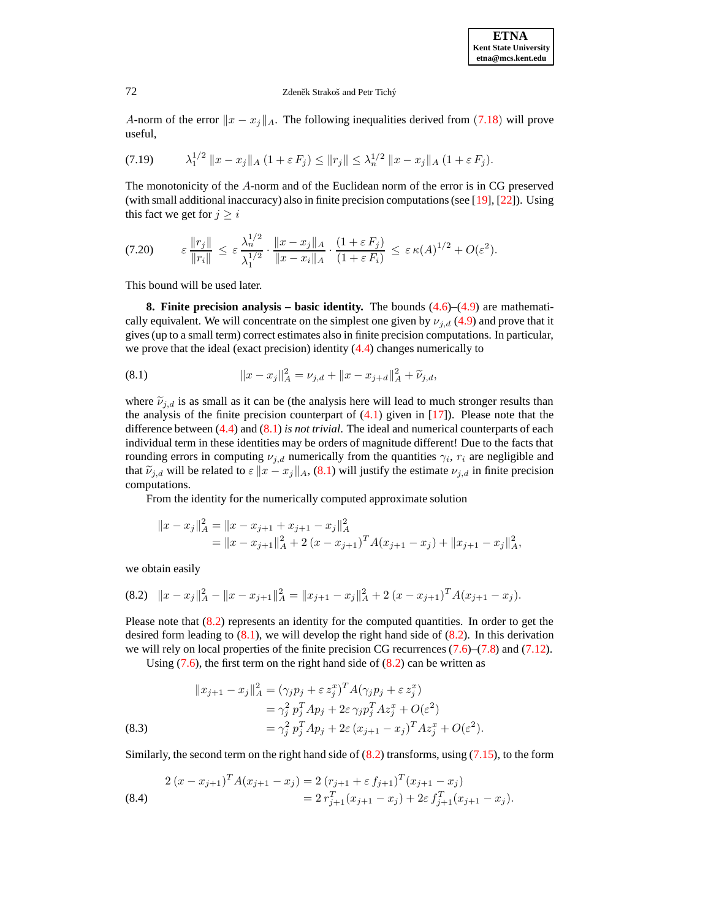$A$-norm of the error $\|x - x_j\|_A$. The following inequalities derived from (7.18) will prove useful,

$$\lambda_1^{1/2}\, \|x - x_j\|_A\, (1 + \varepsilon\, F_j) \le \|r_j\| \le \lambda_n^{1/2}\, \|x - x_j\|_A\, (1 + \varepsilon\, F_j). \tag{7.19}$$

The monotonicity of the $A$-norm and of the Euclidean norm of the error is in CG preserved (with small additional inaccuracy) also in finite precision computations (see [19], [22]). Using this fact we get for $j \ge i$

$$\varepsilon\, \frac{\|r_j\|}{\|r_i\|} \le \varepsilon\, \frac{\lambda_n^{1/2}}{\lambda_1^{1/2}} \cdot \frac{\|x - x_j\|_A}{\|x - x_i\|_A} \cdot \frac{(1 + \varepsilon\, F_j)}{(1 + \varepsilon\, F_i)} \le \varepsilon\, \kappa(A)^{1/2} + O(\varepsilon^2). \tag{7.20}$$

This bound will be used later.

**8. Finite precision analysis – basic identity.** The bounds (4.6)–(4.9) are mathematically equivalent. We will concentrate on the simplest one given by $\nu_{j,d}$ (4.9) and prove that it gives (up to a small term) correct estimates also in finite precision computations. In particular, we prove that the ideal (exact precision) identity (4.4) changes numerically to

$$\|x - x_j\|_A^2 = \nu_{j,d} + \|x - x_{j+d}\|_A^2 + \widetilde{\nu}_{j,d}, \tag{8.1}$$

where $\widetilde{\nu}_{j,d}$ is as small as it can be (the analysis here will lead to much stronger results than the analysis of the finite precision counterpart of (4.1) given in [17]). Please note that the difference between (4.4) and (8.1) *is not trivial*. The ideal and numerical counterparts of each individual term in these identities may be orders of magnitude different! Due to the facts that rounding errors in computing $\nu_{j,d}$ numerically from the quantities $\gamma_i$, $r_i$ are negligible and that $\widetilde{\nu}_{j,d}$ will be related to $\varepsilon\, \|x - x_j\|_A$, (8.1) will justify the estimate $\nu_{j,d}$ in finite precision computations.

From the identity for the numerically computed approximate solution

$$\begin{aligned}
\|x - x_j\|_A^2 &= \|x - x_{j+1} + x_{j+1} - x_j\|_A^2 \\
&= \|x - x_{j+1}\|_A^2 + 2\, (x - x_{j+1})^T A (x_{j+1} - x_j) + \|x_{j+1} - x_j\|_A^2,
\end{aligned}$$

we obtain easily

$$\|x - x_j\|_A^2 - \|x - x_{j+1}\|_A^2 = \|x_{j+1} - x_j\|_A^2 + 2\, (x - x_{j+1})^T A (x_{j+1} - x_j). \tag{8.2}$$

Please note that (8.2) represents an identity for the computed quantities. In order to get the desired form leading to (8.1), we will develop the right hand side of (8.2). In this derivation we will rely on local properties of the finite precision CG recurrences (7.6)–(7.8) and (7.12).

Using (7.6), the first term on the right hand side of (8.2) can be written as

$$\begin{aligned}
\|x_{j+1} - x_j\|_A^2 &= (\gamma_j p_j + \varepsilon\, z_j^x)^T A (\gamma_j p_j + \varepsilon\, z_j^x) \\
&= \gamma_j^2\, p_j^T A p_j + 2\varepsilon\, \gamma_j p_j^T A z_j^x + O(\varepsilon^2) \\
&= \gamma_j^2\, p_j^T A p_j + 2\varepsilon\, (x_{j+1} - x_j)^T A z_j^x + O(\varepsilon^2).
\end{aligned} \tag{8.3}$$

Similarly, the second term on the right hand side of (8.2) transforms, using (7.15), to the form

$$\begin{aligned}
2\, (x - x_{j+1})^T A (x_{j+1} - x_j) &= 2\, (r_{j+1} + \varepsilon\, f_{j+1})^T (x_{j+1} - x_j) \\
&= 2\, r_{j+1}^T (x_{j+1} - x_j) + 2\varepsilon\, f_{j+1}^T (x_{j+1} - x_j).
\end{aligned} \tag{8.4}$$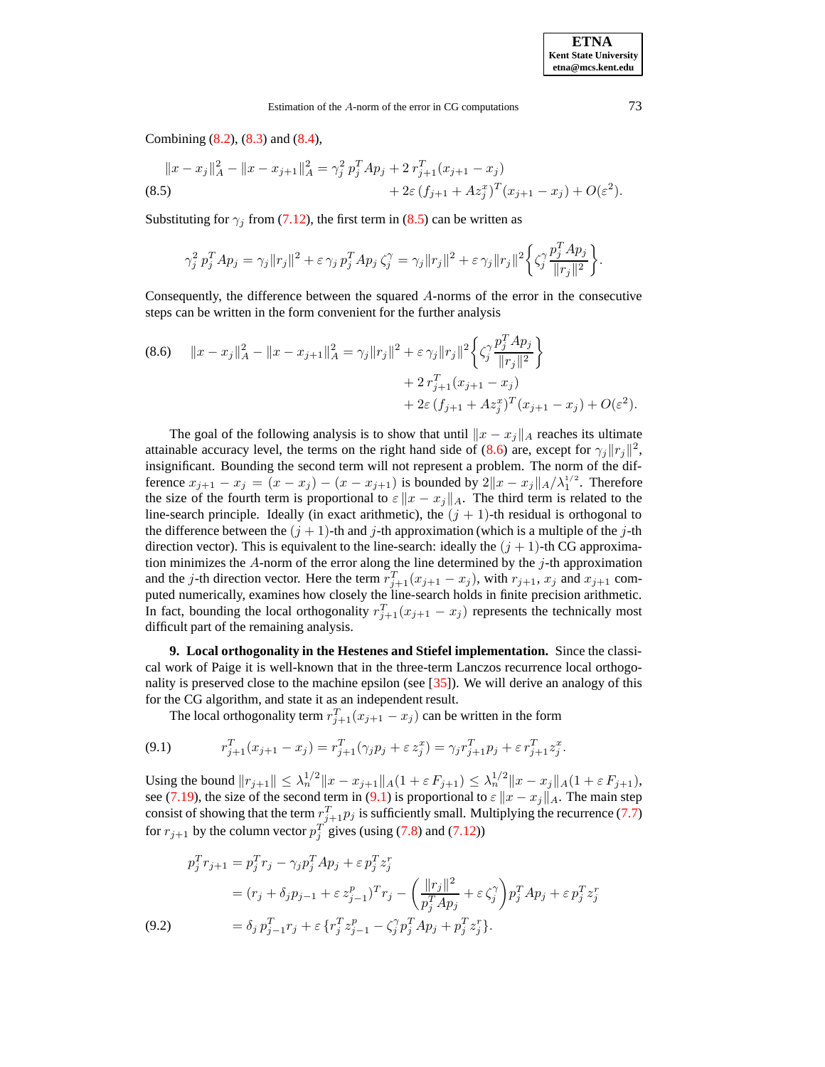Combining (8.2), (8.3) and (8.4),

$$
\begin{aligned}
\|x - x_j\|_A^2 - \|x - x_{j+1}\|_A^2 &= \gamma_j^2\, p_j^T A p_j + 2\, r_{j+1}^T (x_{j+1} - x_j) \\
&\quad + 2\varepsilon\, (f_{j+1} + A z_j^x)^T (x_{j+1} - x_j) + O(\varepsilon^2).
\end{aligned} \tag{8.5}
$$

Substituting for $\gamma_j$ from (7.12), the first term in (8.5) can be written as

$$
\gamma_j^2\, p_j^T A p_j = \gamma_j \|r_j\|^2 + \varepsilon\, \gamma_j\, p_j^T A p_j\, \zeta_j^\gamma = \gamma_j \|r_j\|^2 + \varepsilon\, \gamma_j \|r_j\|^2 \left\{ \zeta_j^\gamma \frac{p_j^T A p_j}{\|r_j\|^2} \right\}.
$$

Consequently, the difference between the squared $A$-norms of the error in the consecutive steps can be written in the form convenient for the further analysis

$$
\begin{aligned}
\|x - x_j\|_A^2 - \|x - x_{j+1}\|_A^2 &= \gamma_j \|r_j\|^2 + \varepsilon\, \gamma_j \|r_j\|^2 \left\{ \zeta_j^\gamma \frac{p_j^T A p_j}{\|r_j\|^2} \right\} \\
&\quad + 2\, r_{j+1}^T (x_{j+1} - x_j) \\
&\quad + 2\varepsilon\, (f_{j+1} + A z_j^x)^T (x_{j+1} - x_j) + O(\varepsilon^2).
\end{aligned} \tag{8.6}
$$

The goal of the following analysis is to show that until $\|x - x_j\|_A$ reaches its ultimate attainable accuracy level, the terms on the right hand side of (8.6) are, except for $\gamma_j \|r_j\|^2$, insignificant. Bounding the second term will not represent a problem. The norm of the difference $x_{j+1} - x_j = (x - x_j) - (x - x_{j+1})$ is bounded by $2\|x - x_j\|_A / \lambda_1^{1/2}$. Therefore the size of the fourth term is proportional to $\varepsilon\, \|x - x_j\|_A$. The third term is related to the line-search principle. Ideally (in exact arithmetic), the $(j+1)$-th residual is orthogonal to the difference between the $(j+1)$-th and $j$-th approximation (which is a multiple of the $j$-th direction vector). This is equivalent to the line-search: ideally the $(j+1)$-th CG approximation minimizes the $A$-norm of the error along the line determined by the $j$-th approximation and the $j$-th direction vector. Here the term $r_{j+1}^T (x_{j+1} - x_j)$, with $r_{j+1}$, $x_j$ and $x_{j+1}$ computed numerically, examines how closely the line-search holds in finite precision arithmetic. In fact, bounding the local orthogonality $r_{j+1}^T (x_{j+1} - x_j)$ represents the technically most difficult part of the remaining analysis.

## 9. Local orthogonality in the Hestenes and Stiefel implementation.

Since the classical work of Paige it is well-known that in the three-term Lanczos recurrence local orthogonality is preserved close to the machine epsilon (see [35]). We will derive an analogy of this for the CG algorithm, and state it as an independent result.

The local orthogonality term $r_{j+1}^T (x_{j+1} - x_j)$ can be written in the form

$$
r_{j+1}^T (x_{j+1} - x_j) = r_{j+1}^T (\gamma_j p_j + \varepsilon\, z_j^x) = \gamma_j r_{j+1}^T p_j + \varepsilon\, r_{j+1}^T z_j^x. \tag{9.1}
$$

Using the bound $\|r_{j+1}\| \le \lambda_n^{1/2} \|x - x_{j+1}\|_A (1 + \varepsilon\, F_{j+1}) \le \lambda_n^{1/2} \|x - x_j\|_A (1 + \varepsilon\, F_{j+1})$, see (7.19), the size of the second term in (9.1) is proportional to $\varepsilon\, \|x - x_j\|_A$. The main step consist of showing that the term $r_{j+1}^T p_j$ is sufficiently small. Multiplying the recurrence (7.7) for $r_{j+1}$ by the column vector $p_j^T$ gives (using (7.8) and (7.12))

$$
\begin{aligned}
p_j^T r_{j+1} &= p_j^T r_j - \gamma_j p_j^T A p_j + \varepsilon\, p_j^T z_j^r \\
&= (r_j + \delta_j p_{j-1} + \varepsilon\, z_{j-1}^p)^T r_j - \left( \frac{\|r_j\|^2}{p_j^T A p_j} + \varepsilon\, \zeta_j^\gamma \right) p_j^T A p_j + \varepsilon\, p_j^T z_j^r \\
&= \delta_j\, p_{j-1}^T r_j + \varepsilon\, \{ r_j^T z_{j-1}^p - \zeta_j^\gamma p_j^T A p_j + p_j^T z_j^r \}.
\end{aligned} \tag{9.2}
$$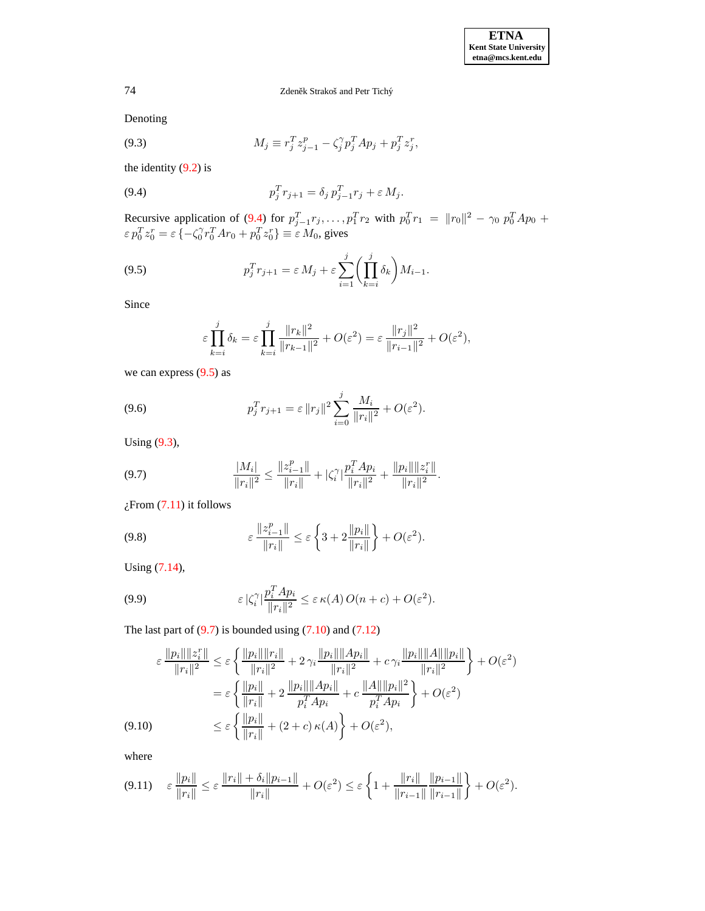Denoting

$$M_j \equiv r_j^T z_{j-1}^p - \zeta_j^\gamma p_j^T A p_j + p_j^T z_j^r, \tag{9.3}$$

the identity (9.2) is

$$p_j^T r_{j+1} = \delta_j \, p_{j-1}^T r_j + \varepsilon \, M_j. \tag{9.4}$$

Recursive application of (9.4) for $p_{j-1}^T r_j, \ldots, p_1^T r_2$ with $p_0^T r_1 = \|r_0\|^2 - \gamma_0 \, p_0^T A p_0 + \varepsilon \, p_0^T z_0^r = \varepsilon \, \{-\zeta_0^\gamma r_0^T A r_0 + p_0^T z_0^r\} \equiv \varepsilon \, M_0$, gives

$$p_j^T r_{j+1} = \varepsilon \, M_j + \varepsilon \sum_{i=1}^{j} \left( \prod_{k=i}^{j} \delta_k \right) M_{i-1}. \tag{9.5}$$

Since

$$\varepsilon \prod_{k=i}^{j} \delta_k = \varepsilon \prod_{k=i}^{j} \frac{\|r_k\|^2}{\|r_{k-1}\|^2} + O(\varepsilon^2) = \varepsilon \, \frac{\|r_j\|^2}{\|r_{i-1}\|^2} + O(\varepsilon^2),$$

we can express (9.5) as

$$p_j^T r_{j+1} = \varepsilon \, \|r_j\|^2 \sum_{i=0}^{j} \frac{M_i}{\|r_i\|^2} + O(\varepsilon^2). \tag{9.6}$$

Using (9.3),

$$\frac{|M_i|}{\|r_i\|^2} \leq \frac{\|z_{i-1}^p\|}{\|r_i\|} + |\zeta_i^\gamma| \frac{p_i^T A p_i}{\|r_i\|^2} + \frac{\|p_i\| \|z_i^r\|}{\|r_i\|^2}. \tag{9.7}$$

¿From (7.11) it follows

$$\varepsilon \, \frac{\|z_{i-1}^p\|}{\|r_i\|} \leq \varepsilon \left\{ 3 + 2 \frac{\|p_i\|}{\|r_i\|} \right\} + O(\varepsilon^2). \tag{9.8}$$

Using (7.14),

$$\varepsilon \, |\zeta_i^\gamma| \frac{p_i^T A p_i}{\|r_i\|^2} \leq \varepsilon \, \kappa(A) \, O(n + c) + O(\varepsilon^2). \tag{9.9}$$

The last part of (9.7) is bounded using (7.10) and (7.12)

$$\begin{aligned}
\varepsilon \, \frac{\|p_i\| \|z_i^r\|}{\|r_i\|^2} &\leq \varepsilon \left\{ \frac{\|p_i\| \|r_i\|}{\|r_i\|^2} + 2 \, \gamma_i \frac{\|p_i\| \|A p_i\|}{\|r_i\|^2} + c \, \gamma_i \frac{\|p_i\| \|A\| \|p_i\|}{\|r_i\|^2} \right\} + O(\varepsilon^2) \\
&= \varepsilon \left\{ \frac{\|p_i\|}{\|r_i\|} + 2 \, \frac{\|p_i\| \|A p_i\|}{p_i^T A p_i} + c \, \frac{\|A\| \|p_i\|^2}{p_i^T A p_i} \right\} + O(\varepsilon^2) \\
&\leq \varepsilon \left\{ \frac{\|p_i\|}{\|r_i\|} + (2 + c) \, \kappa(A) \right\} + O(\varepsilon^2),
\end{aligned} \tag{9.10}$$

where

$$\varepsilon \, \frac{\|p_i\|}{\|r_i\|} \leq \varepsilon \, \frac{\|r_i\| + \delta_i \|p_{i-1}\|}{\|r_i\|} + O(\varepsilon^2) \leq \varepsilon \left\{ 1 + \frac{\|r_i\|}{\|r_{i-1}\|} \frac{\|p_{i-1}\|}{\|r_{i-1}\|} \right\} + O(\varepsilon^2). \tag{9.11}$$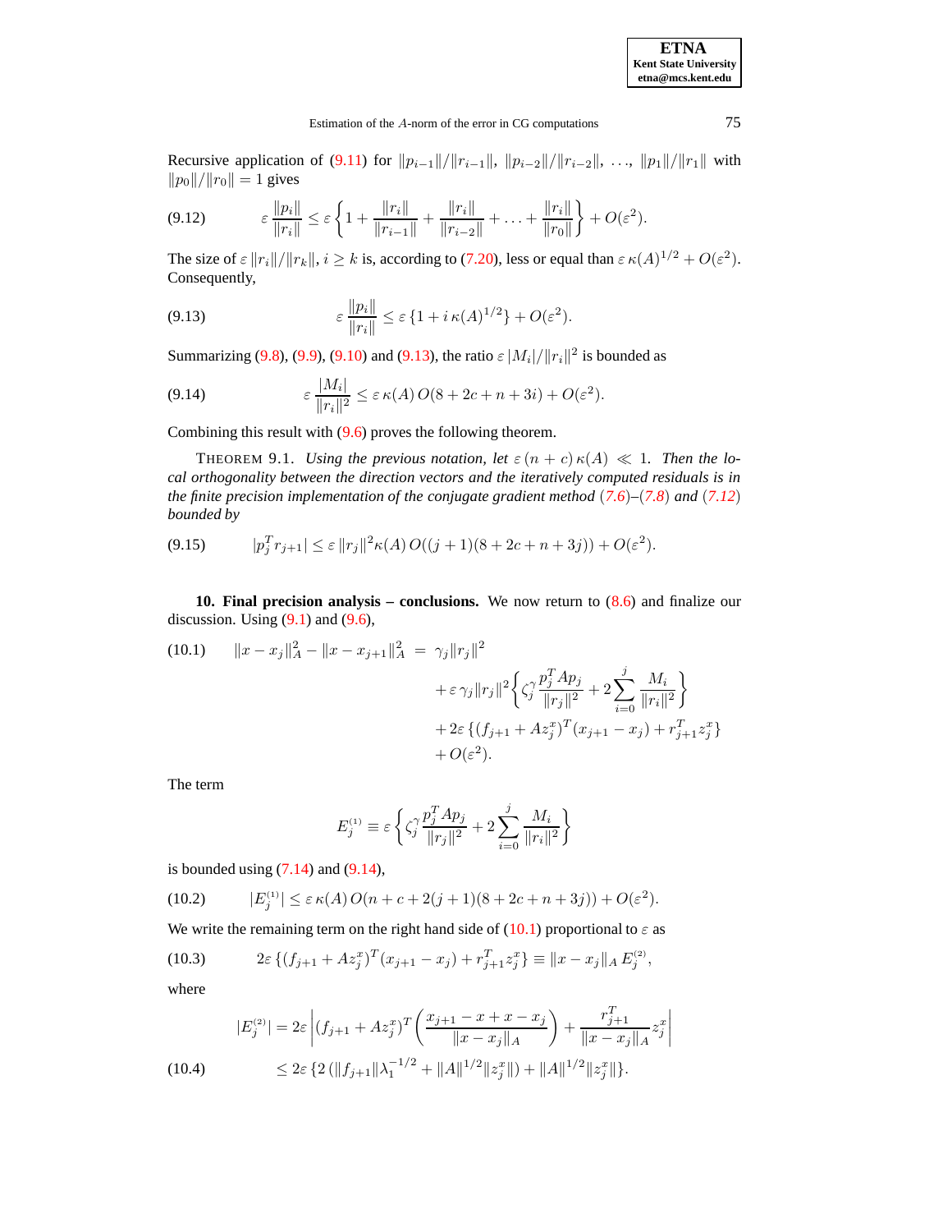Recursive application of (9.11) for $\|p_{i-1}\|/\|r_{i-1}\|$, $\|p_{i-2}\|/\|r_{i-2}\|$, $\ldots$, $\|p_1\|/\|r_1\|$ with $\|p_0\|/\|r_0\| = 1$ gives

$$\varepsilon \frac{\|p_i\|}{\|r_i\|} \leq \varepsilon \left\{ 1 + \frac{\|r_i\|}{\|r_{i-1}\|} + \frac{\|r_i\|}{\|r_{i-2}\|} + \ldots + \frac{\|r_i\|}{\|r_0\|} \right\} + O(\varepsilon^2). \tag{9.12}$$

The size of $\varepsilon \, \|r_i\|/\|r_k\|$, $i \geq k$ is, according to (7.20), less or equal than $\varepsilon \, \kappa(A)^{1/2} + O(\varepsilon^2)$. Consequently,

$$\varepsilon \frac{\|p_i\|}{\|r_i\|} \leq \varepsilon \, \{1 + i \, \kappa(A)^{1/2}\} + O(\varepsilon^2). \tag{9.13}$$

Summarizing (9.8), (9.9), (9.10) and (9.13), the ratio $\varepsilon \, |M_i|/\|r_i\|^2$ is bounded as

$$\varepsilon \frac{|M_i|}{\|r_i\|^2} \leq \varepsilon \, \kappa(A) \, O(8 + 2c + n + 3i) + O(\varepsilon^2). \tag{9.14}$$

Combining this result with (9.6) proves the following theorem.

THEOREM 9.1. *Using the previous notation, let $\varepsilon \, (n + c) \, \kappa(A) \ll 1$. Then the local orthogonality between the direction vectors and the iteratively computed residuals is in the finite precision implementation of the conjugate gradient method (7.6)–(7.8) and (7.12) bounded by*

$$|p_j^T r_{j+1}| \leq \varepsilon \, \|r_j\|^2 \kappa(A) \, O((j+1)(8 + 2c + n + 3j)) + O(\varepsilon^2). \tag{9.15}$$

## 10. Final precision analysis – conclusions.

We now return to (8.6) and finalize our discussion. Using (9.1) and (9.6),

$$\begin{aligned} \|x - x_j\|_A^2 - \|x - x_{j+1}\|_A^2 \; = \; & \gamma_j \|r_j\|^2 \\ & + \varepsilon \, \gamma_j \|r_j\|^2 \left\{ \zeta_j^\gamma \frac{p_j^T A p_j}{\|r_j\|^2} + 2 \sum_{i=0}^{j} \frac{M_i}{\|r_i\|^2} \right\} \\ & + 2\varepsilon \, \{(f_{j+1} + A z_j^x)^T (x_{j+1} - x_j) + r_{j+1}^T z_j^x\} \\ & + O(\varepsilon^2). \end{aligned} \tag{10.1}$$

The term

$$E_j^{(1)} \equiv \varepsilon \left\{ \zeta_j^\gamma \frac{p_j^T A p_j}{\|r_j\|^2} + 2 \sum_{i=0}^{j} \frac{M_i}{\|r_i\|^2} \right\}$$

is bounded using (7.14) and (9.14),

$$|E_j^{(1)}| \leq \varepsilon \, \kappa(A) \, O(n + c + 2(j+1)(8 + 2c + n + 3j)) + O(\varepsilon^2). \tag{10.2}$$

We write the remaining term on the right hand side of (10.1) proportional to $\varepsilon$ as

$$2\varepsilon \, \{(f_{j+1} + A z_j^x)^T (x_{j+1} - x_j) + r_{j+1}^T z_j^x\} \equiv \|x - x_j\|_A \, E_j^{(2)}, \tag{10.3}$$

where

$$\begin{aligned} |E_j^{(2)}| &= 2\varepsilon \left| (f_{j+1} + A z_j^x)^T \left( \frac{x_{j+1} - x + x - x_j}{\|x - x_j\|_A} \right) + \frac{r_{j+1}^T}{\|x - x_j\|_A} z_j^x \right| \\ &\leq 2\varepsilon \, \{2 \, (\|f_{j+1}\| \lambda_1^{-1/2} + \|A\|^{1/2} \|z_j^x\|) + \|A\|^{1/2} \|z_j^x\|\}. \end{aligned} \tag{10.4}$$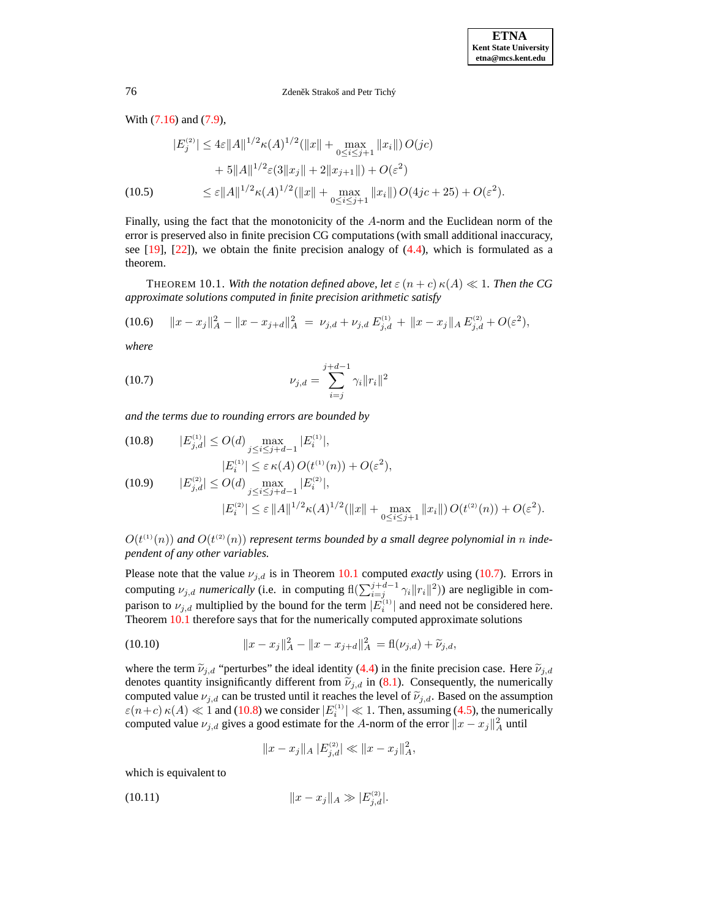With (7.16) and (7.9),

$$
\begin{aligned}
|E_j^{(2)}| &\leq 4\varepsilon \|A\|^{1/2}\kappa(A)^{1/2}(\|x\| + \max_{0\leq i\leq j+1}\|x_i\|)\, O(jc) \\
&\quad + 5\|A\|^{1/2}\varepsilon(3\|x_j\| + 2\|x_{j+1}\|) + O(\varepsilon^2) \\
&\leq \varepsilon \|A\|^{1/2}\kappa(A)^{1/2}(\|x\| + \max_{0\leq i\leq j+1}\|x_i\|)\, O(4jc + 25) + O(\varepsilon^2).
\end{aligned}
\tag{10.5}
$$

Finally, using the fact that the monotonicity of the $A$-norm and the Euclidean norm of the error is preserved also in finite precision CG computations (with small additional inaccuracy, see [19], [22]), we obtain the finite precision analogy of (4.4), which is formulated as a theorem.

THEOREM 10.1. *With the notation defined above, let $\varepsilon\,(n+c)\,\kappa(A) \ll 1$. Then the CG approximate solutions computed in finite precision arithmetic satisfy*

$$
\|x - x_j\|_A^2 - \|x - x_{j+d}\|_A^2 \;=\; \nu_{j,d} + \nu_{j,d}\, E_{j,d}^{(1)} \;+\; \|x - x_j\|_A\, E_{j,d}^{(2)} + O(\varepsilon^2),
\tag{10.6}
$$

*where*

$$
\nu_{j,d} = \sum_{i=j}^{j+d-1} \gamma_i \|r_i\|^2
\tag{10.7}
$$

*and the terms due to rounding errors are bounded by*

$$
\begin{aligned}
|E_{j,d}^{(1)}| &\leq O(d) \max_{j\leq i\leq j+d-1} |E_i^{(1)}|, \\
&\qquad |E_i^{(1)}| \leq \varepsilon\,\kappa(A)\, O(t^{(1)}(n)) + O(\varepsilon^2),
\end{aligned}
\tag{10.8}
$$

$$
\begin{aligned}
|E_{j,d}^{(2)}| &\leq O(d) \max_{j\leq i\leq j+d-1} |E_i^{(2)}|, \\
&\qquad |E_i^{(2)}| \leq \varepsilon\, \|A\|^{1/2}\kappa(A)^{1/2}(\|x\| + \max_{0\leq i\leq j+1}\|x_i\|)\, O(t^{(2)}(n)) + O(\varepsilon^2).
\end{aligned}
\tag{10.9}
$$

*$O(t^{(1)}(n))$ and $O(t^{(2)}(n))$ represent terms bounded by a small degree polynomial in $n$ independent of any other variables.*

Please note that the value $\nu_{j,d}$ is in Theorem 10.1 computed *exactly* using (10.7). Errors in computing $\nu_{j,d}$ *numerically* (i.e. in computing $\mathrm{fl}(\sum_{i=j}^{j+d-1}\gamma_i\|r_i\|^2)$) are negligible in comparison to $\nu_{j,d}$ multiplied by the bound for the term $|E_i^{(1)}|$ and need not be considered here. Theorem 10.1 therefore says that for the numerically computed approximate solutions

$$
\|x - x_j\|_A^2 - \|x - x_{j+d}\|_A^2 \;= \mathrm{fl}(\nu_{j,d}) + \widetilde{\nu}_{j,d},
\tag{10.10}
$$

where the term $\widetilde{\nu}_{j,d}$ "perturbes" the ideal identity (4.4) in the finite precision case. Here $\widetilde{\nu}_{j,d}$ denotes quantity insignificantly different from $\widetilde{\nu}_{j,d}$ in (8.1). Consequently, the numerically computed value $\nu_{j,d}$ can be trusted until it reaches the level of $\widetilde{\nu}_{j,d}$. Based on the assumption $\varepsilon(n+c)\,\kappa(A) \ll 1$ and (10.8) we consider $|E_i^{(1)}| \ll 1$. Then, assuming (4.5), the numerically computed value $\nu_{j,d}$ gives a good estimate for the $A$-norm of the error $\|x - x_j\|_A^2$ until

$$
\|x - x_j\|_A\, |E_{j,d}^{(2)}| \ll \|x - x_j\|_A^2,
$$

which is equivalent to

$$
\|x - x_j\|_A \gg |E_{j,d}^{(2)}|.
\tag{10.11}
$$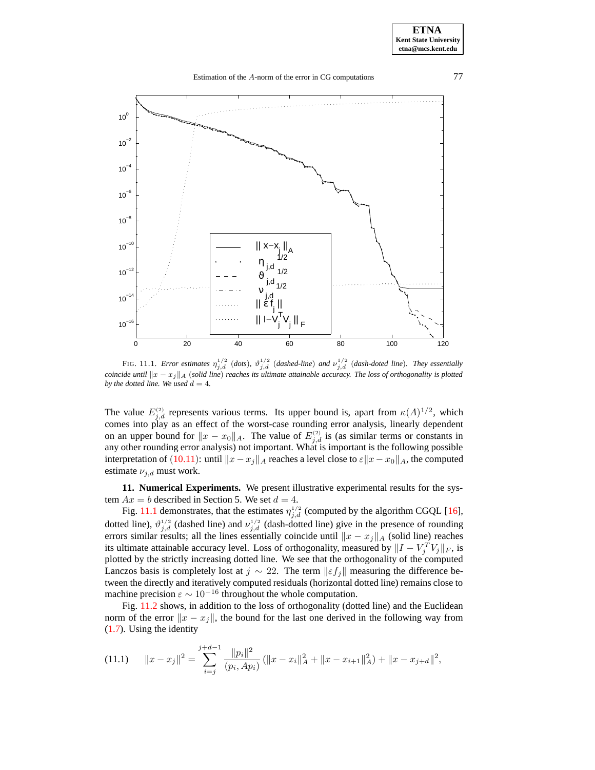FIG. 11.1. *Error estimates $\eta_{j,d}^{1/2}$ (dots), $\vartheta_{j,d}^{1/2}$ (dashed-line) and $\nu_{j,d}^{1/2}$ (dash-doted line). They essentially coincide until $\|x - x_j\|_A$ (solid line) reaches its ultimate attainable accuracy. The loss of orthogonality is plotted by the dotted line. We used $d = 4$.*

The value $E_{j,d}^{(2)}$ represents various terms. Its upper bound is, apart from $\kappa(A)^{1/2}$, which comes into play as an effect of the worst-case rounding error analysis, linearly dependent on an upper bound for $\|x - x_0\|_A$. The value of $E_{j,d}^{(2)}$ is (as similar terms or constants in any other rounding error analysis) not important. What is important is the following possible interpretation of (10.11): until $\|x - x_j\|_A$ reaches a level close to $\varepsilon \|x - x_0\|_A$, the computed estimate $\nu_{j,d}$ must work.

**11. Numerical Experiments.** We present illustrative experimental results for the system $Ax = b$ described in Section 5. We set $d = 4$.

Fig. 11.1 demonstrates, that the estimates $\eta_{j,d}^{1/2}$ (computed by the algorithm CGQL [16], dotted line), $\vartheta_{j,d}^{1/2}$ (dashed line) and $\nu_{j,d}^{1/2}$ (dash-dotted line) give in the presence of rounding errors similar results; all the lines essentially coincide until $\|x - x_j\|_A$ (solid line) reaches its ultimate attainable accuracy level. Loss of orthogonality, measured by $\|I - V_j^T V_j\|_F$, is plotted by the strictly increasing dotted line. We see that the orthogonality of the computed Lanczos basis is completely lost at $j \sim 22$. The term $\|\varepsilon f_j\|$ measuring the difference between the directly and iteratively computed residuals (horizontal dotted line) remains close to machine precision $\varepsilon \sim 10^{-16}$ throughout the whole computation.

Fig. 11.2 shows, in addition to the loss of orthogonality (dotted line) and the Euclidean norm of the error $\|x - x_j\|$, the bound for the last one derived in the following way from (1.7). Using the identity

$$\|x - x_j\|^2 = \sum_{i=j}^{j+d-1} \frac{\|p_i\|^2}{(p_i, Ap_i)} \left(\|x - x_i\|_A^2 + \|x - x_{i+1}\|_A^2\right) + \|x - x_{j+d}\|^2, \tag{11.1}$$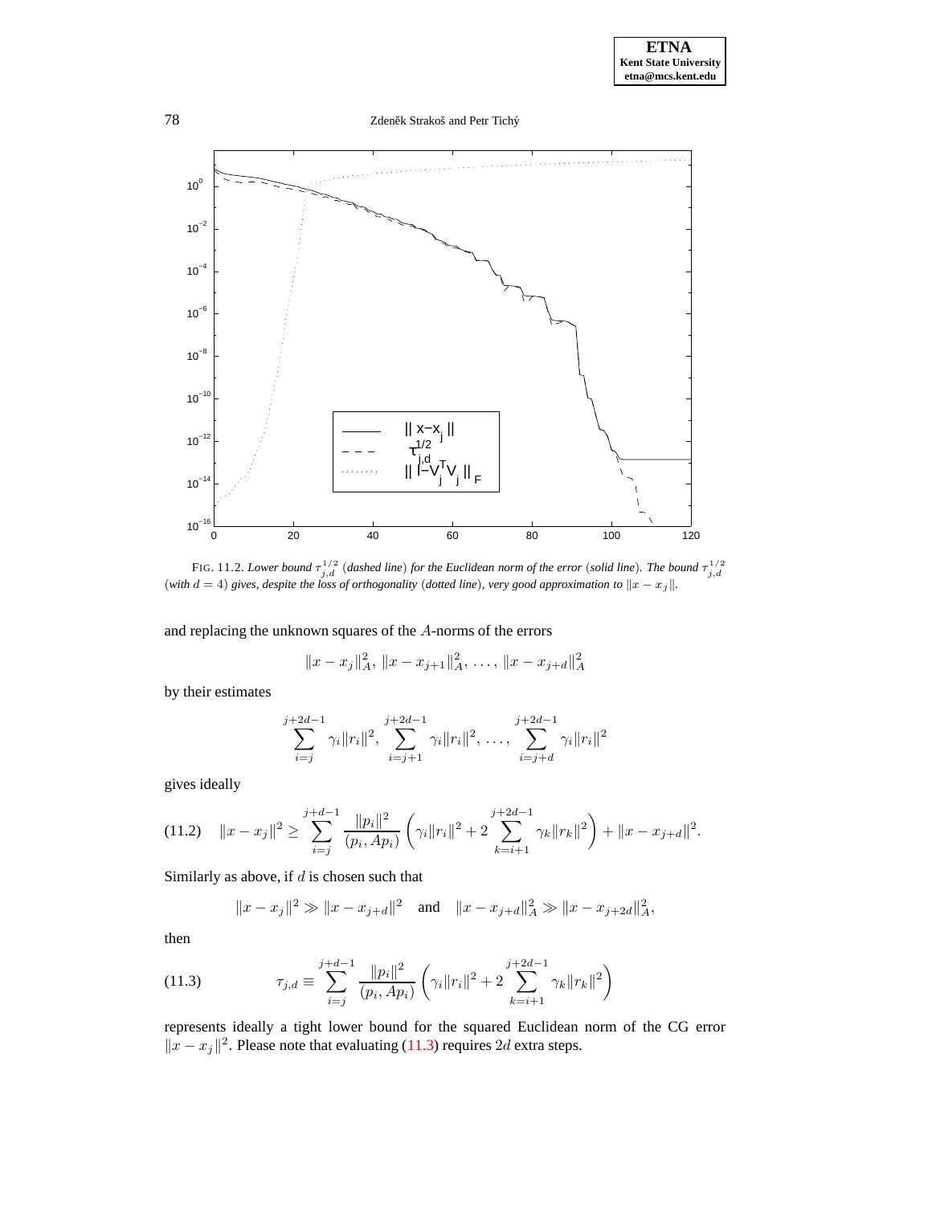FIG. 11.2. *Lower bound $\tau_{j,d}^{1/2}$ (dashed line) for the Euclidean norm of the error (solid line). The bound $\tau_{j,d}^{1/2}$ (with $d = 4$) gives, despite the loss of orthogonality (dotted line), very good approximation to $\|x - x_j\|$.*

and replacing the unknown squares of the $A$-norms of the errors

$$\|x - x_j\|_A^2, \; \|x - x_{j+1}\|_A^2, \; \ldots, \; \|x - x_{j+d}\|_A^2$$

by their estimates

$$\sum_{i=j}^{j+2d-1} \gamma_i \|r_i\|^2, \; \sum_{i=j+1}^{j+2d-1} \gamma_i \|r_i\|^2, \; \ldots, \; \sum_{i=j+d}^{j+2d-1} \gamma_i \|r_i\|^2$$

gives ideally

$$\|x - x_j\|^2 \geq \sum_{i=j}^{j+d-1} \frac{\|p_i\|^2}{(p_i, Ap_i)} \left( \gamma_i \|r_i\|^2 + 2 \sum_{k=i+1}^{j+2d-1} \gamma_k \|r_k\|^2 \right) + \|x - x_{j+d}\|^2. \tag{11.2}$$

Similarly as above, if $d$ is chosen such that

$$\|x - x_j\|^2 \gg \|x - x_{j+d}\|^2 \quad \text{and} \quad \|x - x_{j+d}\|_A^2 \gg \|x - x_{j+2d}\|_A^2,$$

then

$$\tau_{j,d} \equiv \sum_{i=j}^{j+d-1} \frac{\|p_i\|^2}{(p_i, Ap_i)} \left( \gamma_i \|r_i\|^2 + 2 \sum_{k=i+1}^{j+2d-1} \gamma_k \|r_k\|^2 \right) \tag{11.3}$$

represents ideally a tight lower bound for the squared Euclidean norm of the CG error $\|x - x_j\|^2$. Please note that evaluating (11.3) requires $2d$ extra steps.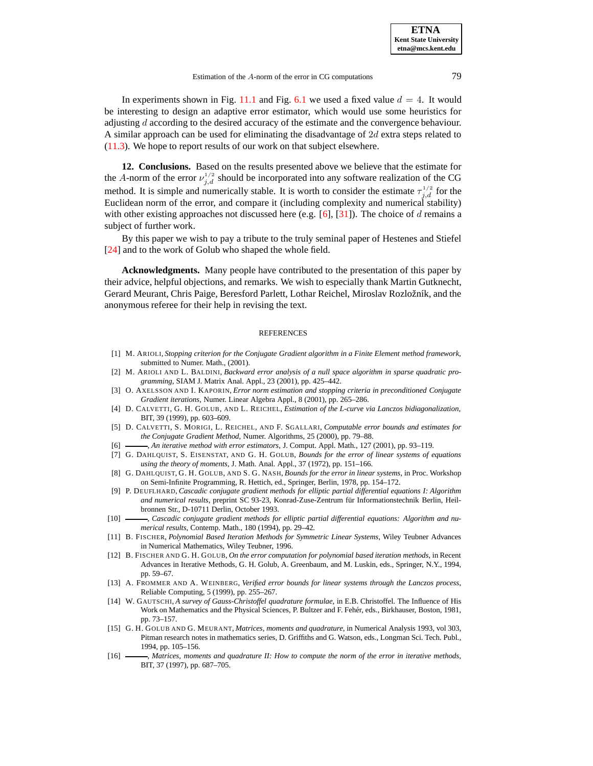In experiments shown in Fig. 11.1 and Fig. 6.1 we used a fixed value $d = 4$. It would be interesting to design an adaptive error estimator, which would use some heuristics for adjusting $d$ according to the desired accuracy of the estimate and the convergence behaviour. A similar approach can be used for eliminating the disadvantage of $2d$ extra steps related to (11.3). We hope to report results of our work on that subject elsewhere.

**12. Conclusions.** Based on the results presented above we believe that the estimate for the $A$-norm of the error $\nu_{j,d}^{1/2}$ should be incorporated into any software realization of the CG method. It is simple and numerically stable. It is worth to consider the estimate $\tau_{j,d}^{1/2}$ for the Euclidean norm of the error, and compare it (including complexity and numerical stability) with other existing approaches not discussed here (e.g. [6], [31]). The choice of $d$ remains a subject of further work.

By this paper we wish to pay a tribute to the truly seminal paper of Hestenes and Stiefel [24] and to the work of Golub who shaped the whole field.

**Acknowledgments.** Many people have contributed to the presentation of this paper by their advice, helpful objections, and remarks. We wish to especially thank Martin Gutknecht, Gerard Meurant, Chris Paige, Beresford Parlett, Lothar Reichel, Miroslav Rozložník, and the anonymous referee for their help in revising the text.

## REFERENCES

[1] M. Arioli, *Stopping criterion for the Conjugate Gradient algorithm in a Finite Element method framework*, submitted to Numer. Math., (2001).

[2] M. Arioli and L. Baldini, *Backward error analysis of a null space algorithm in sparse quadratic programming*, SIAM J. Matrix Anal. Appl., 23 (2001), pp. 425–442.

[3] O. Axelsson and I. Kaporin, *Error norm estimation and stopping criteria in preconditioned Conjugate Gradient iterations*, Numer. Linear Algebra Appl., 8 (2001), pp. 265–286.

[4] D. Calvetti, G. H. Golub, and L. Reichel, *Estimation of the L-curve via Lanczos bidiagonalization*, BIT, 39 (1999), pp. 603–609.

[5] D. Calvetti, S. Morigi, L. Reichel, and F. Sgallari, *Computable error bounds and estimates for the Conjugate Gradient Method*, Numer. Algorithms, 25 (2000), pp. 79–88.

[6] ———, *An iterative method with error estimators*, J. Comput. Appl. Math., 127 (2001), pp. 93–119.

[7] G. Dahlquist, S. Eisenstat, and G. H. Golub, *Bounds for the error of linear systems of equations using the theory of moments*, J. Math. Anal. Appl., 37 (1972), pp. 151–166.

[8] G. Dahlquist, G. H. Golub, and S. G. Nash, *Bounds for the error in linear systems*, in Proc. Workshop on Semi-Infinite Programming, R. Hettich, ed., Springer, Berlin, 1978, pp. 154–172.

[9] P. Deuflhard, *Cascadic conjugate gradient methods for elliptic partial differential equations I: Algorithm and numerical results*, preprint SC 93-23, Konrad-Zuse-Zentrum für Informationstechnik Berlin, Heilbronnen Str., D-10711 Derlin, October 1993.

[10] ———, *Cascadic conjugate gradient methods for elliptic partial differential equations: Algorithm and numerical results*, Contemp. Math., 180 (1994), pp. 29–42.

[11] B. Fischer, *Polynomial Based Iteration Methods for Symmetric Linear Systems*, Wiley Teubner Advances in Numerical Mathematics, Wiley Teubner, 1996.

[12] B. Fischer and G. H. Golub, *On the error computation for polynomial based iteration methods*, in Recent Advances in Iterative Methods, G. H. Golub, A. Greenbaum, and M. Luskin, eds., Springer, N.Y., 1994, pp. 59–67.

[13] A. Frommer and A. Weinberg, *Verified error bounds for linear systems through the Lanczos process*, Reliable Computing, 5 (1999), pp. 255–267.

[14] W. Gautschi, *A survey of Gauss-Christoffel quadrature formulae*, in E.B. Christoffel. The Influence of His Work on Mathematics and the Physical Sciences, P. Bultzer and F. Fehér, eds., Birkhauser, Boston, 1981, pp. 73–157.

[15] G. H. Golub and G. Meurant, *Matrices, moments and quadrature*, in Numerical Analysis 1993, vol 303, Pitman research notes in mathematics series, D. Griffiths and G. Watson, eds., Longman Sci. Tech. Publ., 1994, pp. 105–156.

[16] ———, *Matrices, moments and quadrature II: How to comput the norm of the error in iterative methods*, BIT, 37 (1997), pp. 687–705.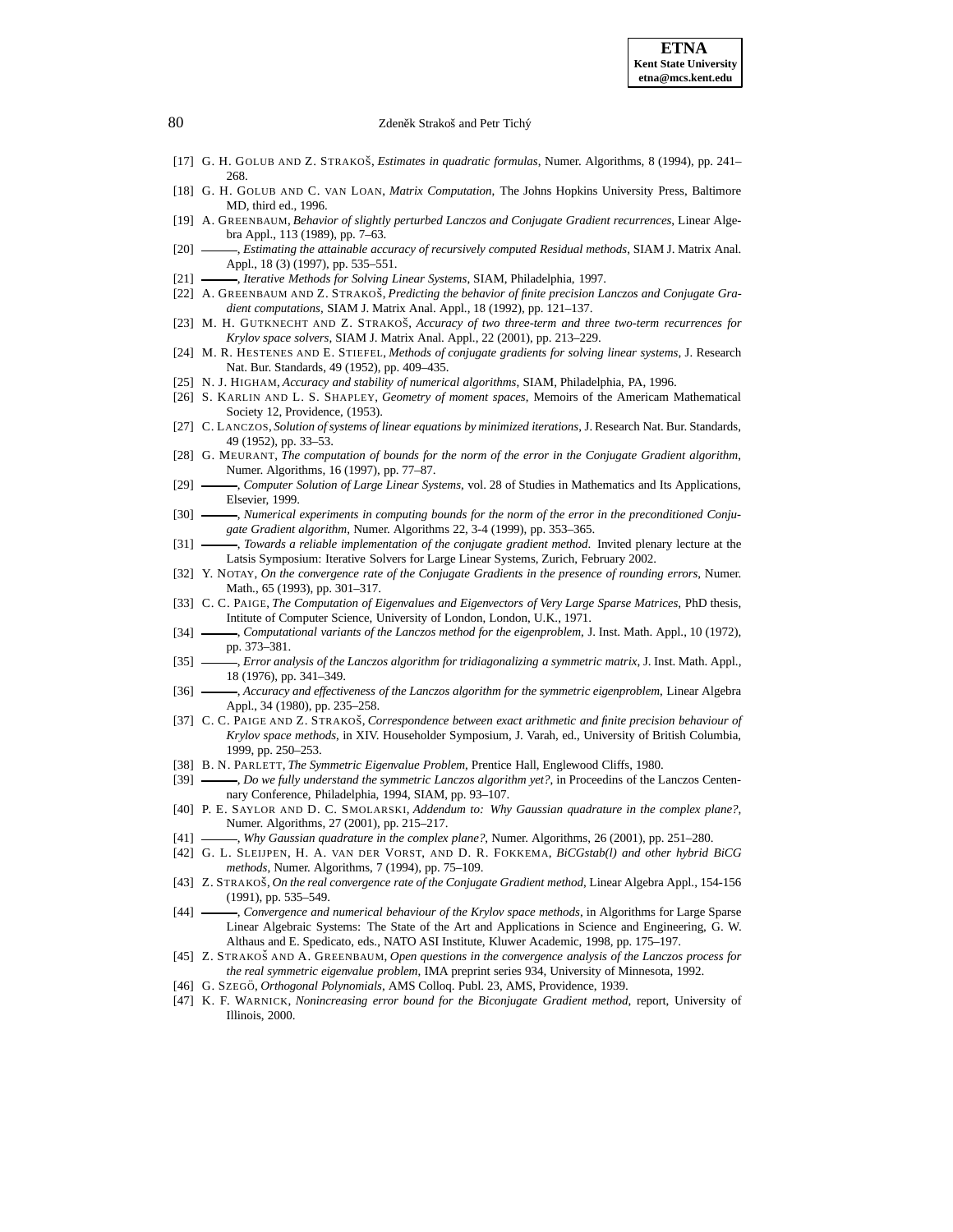[17] G. H. Golub and Z. Strakoš, *Estimates in quadratic formulas*, Numer. Algorithms, 8 (1994), pp. 241–268.

[18] G. H. Golub and C. van Loan, *Matrix Computation*, The Johns Hopkins University Press, Baltimore MD, third ed., 1996.

[19] A. Greenbaum, *Behavior of slightly perturbed Lanczos and Conjugate Gradient recurrences*, Linear Algebra Appl., 113 (1989), pp. 7–63.

[20] ———, *Estimating the attainable accuracy of recursively computed Residual methods*, SIAM J. Matrix Anal. Appl., 18 (3) (1997), pp. 535–551.

[21] ———, *Iterative Methods for Solving Linear Systems*, SIAM, Philadelphia, 1997.

[22] A. Greenbaum and Z. Strakoš, *Predicting the behavior of finite precision Lanczos and Conjugate Gradient computations*, SIAM J. Matrix Anal. Appl., 18 (1992), pp. 121–137.

[23] M. H. Gutknecht and Z. Strakoš, *Accuracy of two three-term and three two-term recurrences for Krylov space solvers*, SIAM J. Matrix Anal. Appl., 22 (2001), pp. 213–229.

[24] M. R. Hestenes and E. Stiefel, *Methods of conjugate gradients for solving linear systems*, J. Research Nat. Bur. Standards, 49 (1952), pp. 409–435.

[25] N. J. Higham, *Accuracy and stability of numerical algorithms*, SIAM, Philadelphia, PA, 1996.

[26] S. Karlin and L. S. Shapley, *Geometry of moment spaces*, Memoirs of the Americam Mathematical Society 12, Providence, (1953).

[27] C. Lanczos, *Solution of systems of linear equations by minimized iterations*, J. Research Nat. Bur. Standards, 49 (1952), pp. 33–53.

[28] G. Meurant, *The computation of bounds for the norm of the error in the Conjugate Gradient algorithm*, Numer. Algorithms, 16 (1997), pp. 77–87.

[29] ———, *Computer Solution of Large Linear Systems*, vol. 28 of Studies in Mathematics and Its Applications, Elsevier, 1999.

[30] ———, *Numerical experiments in computing bounds for the norm of the error in the preconditioned Conjugate Gradient algorithm*, Numer. Algorithms 22, 3-4 (1999), pp. 353–365.

[31] ———, *Towards a reliable implementation of the conjugate gradient method*. Invited plenary lecture at the Latsis Symposium: Iterative Solvers for Large Linear Systems, Zurich, February 2002.

[32] Y. Notay, *On the convergence rate of the Conjugate Gradients in the presence of rounding errors*, Numer. Math., 65 (1993), pp. 301–317.

[33] C. C. Paige, *The Computation of Eigenvalues and Eigenvectors of Very Large Sparse Matrices*, PhD thesis, Intitute of Computer Science, University of London, London, U.K., 1971.

[34] ———, *Computational variants of the Lanczos method for the eigenproblem*, J. Inst. Math. Appl., 10 (1972), pp. 373–381.

[35] ———, *Error analysis of the Lanczos algorithm for tridiagonalizing a symmetric matrix*, J. Inst. Math. Appl., 18 (1976), pp. 341–349.

[36] ———, *Accuracy and effectiveness of the Lanczos algorithm for the symmetric eigenproblem*, Linear Algebra Appl., 34 (1980), pp. 235–258.

[37] C. C. Paige and Z. Strakoš, *Correspondence between exact arithmetic and finite precision behaviour of Krylov space methods*, in XIV. Householder Symposium, J. Varah, ed., University of British Columbia, 1999, pp. 250–253.

[38] B. N. Parlett, *The Symmetric Eigenvalue Problem*, Prentice Hall, Englewood Cliffs, 1980.

[39] ———, *Do we fully understand the symmetric Lanczos algorithm yet?*, in Proceedins of the Lanczos Centenary Conference, Philadelphia, 1994, SIAM, pp. 93–107.

[40] P. E. Saylor and D. C. Smolarski, *Addendum to: Why Gaussian quadrature in the complex plane?*, Numer. Algorithms, 27 (2001), pp. 215–217.

[41] ———, *Why Gaussian quadrature in the complex plane?*, Numer. Algorithms, 26 (2001), pp. 251–280.

[42] G. L. Sleijpen, H. A. van der Vorst, and D. R. Fokkema, *BiCGstab(l) and other hybrid BiCG methods*, Numer. Algorithms, 7 (1994), pp. 75–109.

[43] Z. Strakoš, *On the real convergence rate of the Conjugate Gradient method*, Linear Algebra Appl., 154-156 (1991), pp. 535–549.

[44] ———, *Convergence and numerical behaviour of the Krylov space methods*, in Algorithms for Large Sparse Linear Algebraic Systems: The State of the Art and Applications in Science and Engineering, G. W. Althaus and E. Spedicato, eds., NATO ASI Institute, Kluwer Academic, 1998, pp. 175–197.

[45] Z. Strakoš and A. Greenbaum, *Open questions in the convergence analysis of the Lanczos process for the real symmetric eigenvalue problem*, IMA preprint series 934, University of Minnesota, 1992.

[46] G. Szegö, *Orthogonal Polynomials*, AMS Colloq. Publ. 23, AMS, Providence, 1939.

[47] K. F. Warnick, *Nonincreasing error bound for the Biconjugate Gradient method*, report, University of Illinois, 2000.